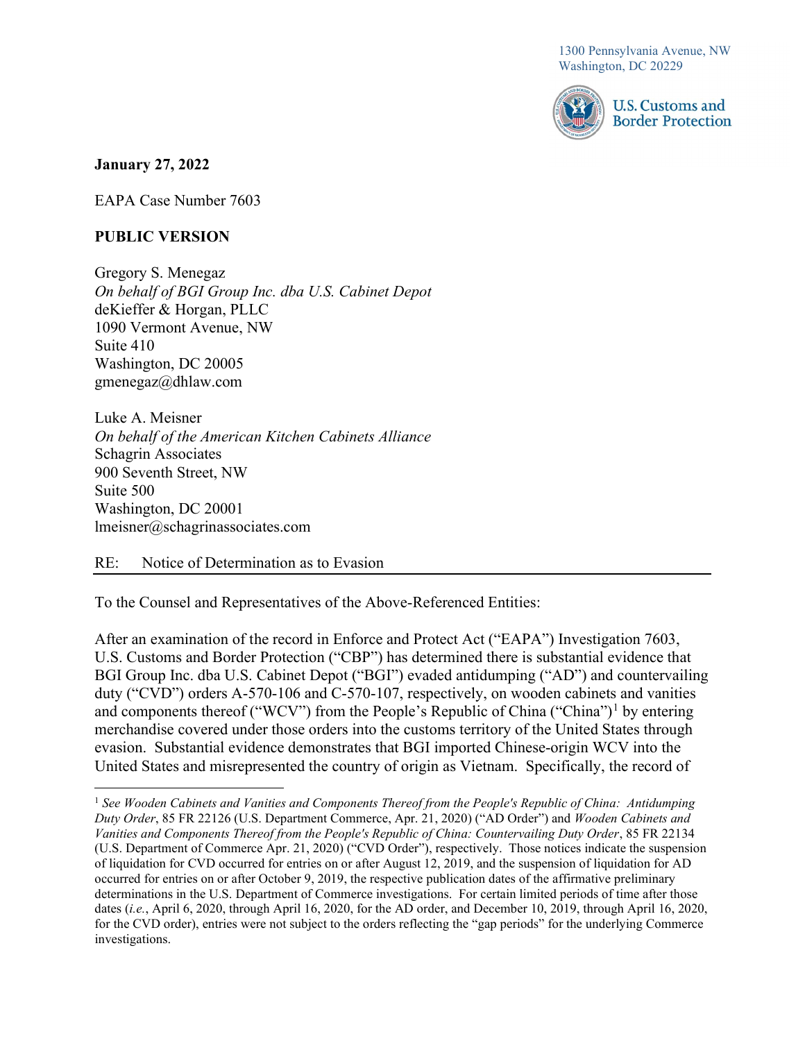1300 Pennsylvania Avenue, NW
Washington, DC 20229

U.S. Customs and Border Protection

**January 27, 2022**

EAPA Case Number 7603

**PUBLIC VERSION**

Gregory S. Menegaz
*On behalf of BGI Group Inc. dba U.S. Cabinet Depot*
deKieffer & Horgan, PLLC
1090 Vermont Avenue, NW
Suite 410
Washington, DC 20005
gmenegaz@dhlaw.com

Luke A. Meisner
*On behalf of the American Kitchen Cabinets Alliance*
Schagrin Associates
900 Seventh Street, NW
Suite 500
Washington, DC 20001
lmeisner@schagrinassociates.com

RE: Notice of Determination as to Evasion

To the Counsel and Representatives of the Above-Referenced Entities:

After an examination of the record in Enforce and Protect Act ("EAPA") Investigation 7603, U.S. Customs and Border Protection ("CBP") has determined there is substantial evidence that BGI Group Inc. dba U.S. Cabinet Depot ("BGI") evaded antidumping ("AD") and countervailing duty ("CVD") orders A-570-106 and C-570-107, respectively, on wooden cabinets and vanities and components thereof ("WCV") from the People's Republic of China ("China")[1] by entering merchandise covered under those orders into the customs territory of the United States through evasion. Substantial evidence demonstrates that BGI imported Chinese-origin WCV into the United States and misrepresented the country of origin as Vietnam. Specifically, the record of

[1] *See Wooden Cabinets and Vanities and Components Thereof from the People's Republic of China: Antidumping Duty Order*, 85 FR 22126 (U.S. Department Commerce, Apr. 21, 2020) ("AD Order") and *Wooden Cabinets and Vanities and Components Thereof from the People's Republic of China: Countervailing Duty Order*, 85 FR 22134 (U.S. Department of Commerce Apr. 21, 2020) ("CVD Order"), respectively. Those notices indicate the suspension of liquidation for CVD occurred for entries on or after August 12, 2019, and the suspension of liquidation for AD occurred for entries on or after October 9, 2019, the respective publication dates of the affirmative preliminary determinations in the U.S. Department of Commerce investigations. For certain limited periods of time after those dates (*i.e.*, April 6, 2020, through April 16, 2020, for the AD order, and December 10, 2019, through April 16, 2020, for the CVD order), entries were not subject to the orders reflecting the "gap periods" for the underlying Commerce investigations.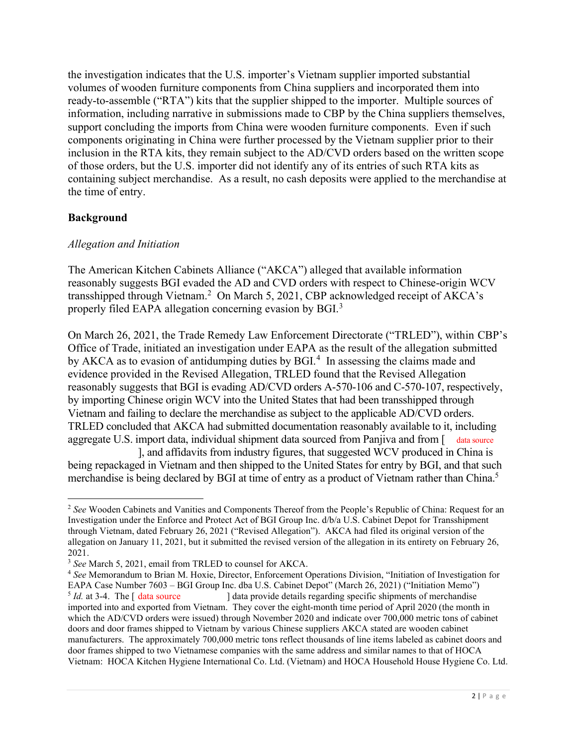the investigation indicates that the U.S. importer's Vietnam supplier imported substantial volumes of wooden furniture components from China suppliers and incorporated them into ready-to-assemble ("RTA") kits that the supplier shipped to the importer. Multiple sources of information, including narrative in submissions made to CBP by the China suppliers themselves, support concluding the imports from China were wooden furniture components. Even if such components originating in China were further processed by the Vietnam supplier prior to their inclusion in the RTA kits, they remain subject to the AD/CVD orders based on the written scope of those orders, but the U.S. importer did not identify any of its entries of such RTA kits as containing subject merchandise. As a result, no cash deposits were applied to the merchandise at the time of entry.

**Background**

*Allegation and Initiation*

The American Kitchen Cabinets Alliance ("AKCA") alleged that available information reasonably suggests BGI evaded the AD and CVD orders with respect to Chinese-origin WCV transshipped through Vietnam.[2] On March 5, 2021, CBP acknowledged receipt of AKCA's properly filed EAPA allegation concerning evasion by BGI.[3]

On March 26, 2021, the Trade Remedy Law Enforcement Directorate ("TRLED"), within CBP's Office of Trade, initiated an investigation under EAPA as the result of the allegation submitted by AKCA as to evasion of antidumping duties by BGI.[4] In assessing the claims made and evidence provided in the Revised Allegation, TRLED found that the Revised Allegation reasonably suggests that BGI is evading AD/CVD orders A-570-106 and C-570-107, respectively, by importing Chinese origin WCV into the United States that had been transshipped through Vietnam and failing to declare the merchandise as subject to the applicable AD/CVD orders. TRLED concluded that AKCA had submitted documentation reasonably available to it, including aggregate U.S. import data, individual shipment data sourced from Panjiva and from [ data source ], and affidavits from industry figures, that suggested WCV produced in China is being repackaged in Vietnam and then shipped to the United States for entry by BGI, and that such merchandise is being declared by BGI at time of entry as a product of Vietnam rather than China.[5]

---

[2] *See* Wooden Cabinets and Vanities and Components Thereof from the People's Republic of China: Request for an Investigation under the Enforce and Protect Act of BGI Group Inc. d/b/a U.S. Cabinet Depot for Transshipment through Vietnam, dated February 26, 2021 ("Revised Allegation"). AKCA had filed its original version of the allegation on January 11, 2021, but it submitted the revised version of the allegation in its entirety on February 26, 2021.

[3] *See* March 5, 2021, email from TRLED to counsel for AKCA.

[4] *See* Memorandum to Brian M. Hoxie, Director, Enforcement Operations Division, "Initiation of Investigation for EAPA Case Number 7603 – BGI Group Inc. dba U.S. Cabinet Depot" (March 26, 2021) ("Initiation Memo")

[5] *Id.* at 3-4. The [ data source ] data provide details regarding specific shipments of merchandise imported into and exported from Vietnam. They cover the eight-month time period of April 2020 (the month in which the AD/CVD orders were issued) through November 2020 and indicate over 700,000 metric tons of cabinet doors and door frames shipped to Vietnam by various Chinese suppliers AKCA stated are wooden cabinet manufacturers. The approximately 700,000 metric tons reflect thousands of line items labeled as cabinet doors and door frames shipped to two Vietnamese companies with the same address and similar names to that of HOCA Vietnam: HOCA Kitchen Hygiene International Co. Ltd. (Vietnam) and HOCA Household House Hygiene Co. Ltd.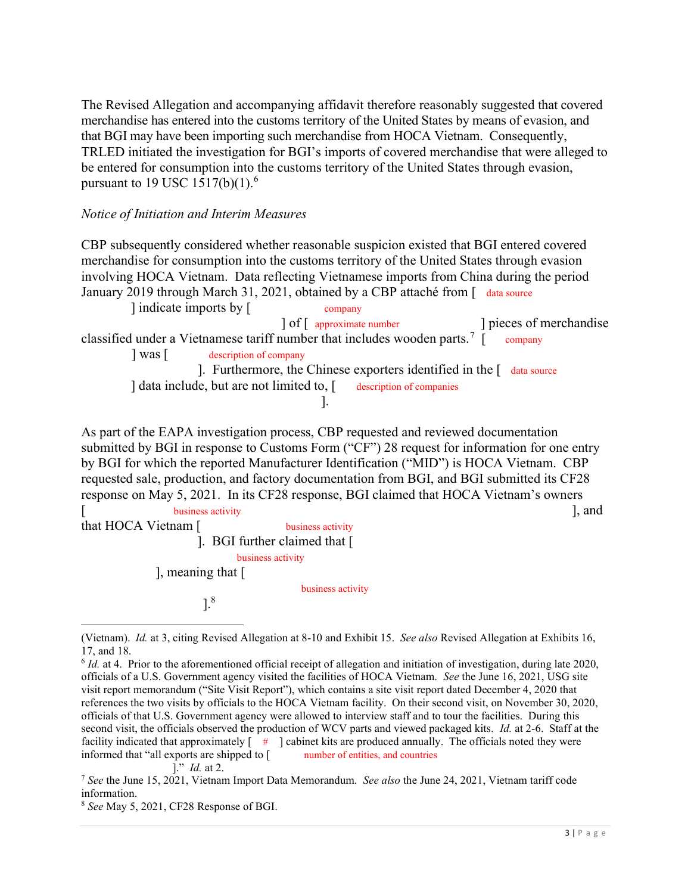The Revised Allegation and accompanying affidavit therefore reasonably suggested that covered merchandise has entered into the customs territory of the United States by means of evasion, and that BGI may have been importing such merchandise from HOCA Vietnam. Consequently, TRLED initiated the investigation for BGI's imports of covered merchandise that were alleged to be entered for consumption into the customs territory of the United States through evasion, pursuant to 19 USC 1517(b)(1).[6]

*Notice of Initiation and Interim Measures*

CBP subsequently considered whether reasonable suspicion existed that BGI entered covered merchandise for consumption into the customs territory of the United States through evasion involving HOCA Vietnam. Data reflecting Vietnamese imports from China during the period January 2019 through March 31, 2021, obtained by a CBP attaché from [ data source ] indicate imports by [ company ] of [ approximate number ] pieces of merchandise classified under a Vietnamese tariff number that includes wooden parts.[7] [ company ] was [ description of company ]. Furthermore, the Chinese exporters identified in the [ data source ] data include, but are not limited to, [ description of companies ].

As part of the EAPA investigation process, CBP requested and reviewed documentation submitted by BGI in response to Customs Form ("CF") 28 request for information for one entry by BGI for which the reported Manufacturer Identification ("MID") is HOCA Vietnam. CBP requested sale, production, and factory documentation from BGI, and BGI submitted its CF28 response on May 5, 2021. In its CF28 response, BGI claimed that HOCA Vietnam's owners [ business activity ], and that HOCA Vietnam [ business activity ]. BGI further claimed that [ business activity ], meaning that [ business activity ].[8]

---

(Vietnam). *Id.* at 3, citing Revised Allegation at 8-10 and Exhibit 15. *See also* Revised Allegation at Exhibits 16, 17, and 18.

[6] *Id.* at 4. Prior to the aforementioned official receipt of allegation and initiation of investigation, during late 2020, officials of a U.S. Government agency visited the facilities of HOCA Vietnam. *See* the June 16, 2021, USG site visit report memorandum ("Site Visit Report"), which contains a site visit report dated December 4, 2020 that references the two visits by officials to the HOCA Vietnam facility. On their second visit, on November 30, 2020, officials of that U.S. Government agency were allowed to interview staff and to tour the facilities. During this second visit, the officials observed the production of WCV parts and viewed packaged kits. *Id.* at 2-6. Staff at the facility indicated that approximately [ # ] cabinet kits are produced annually. The officials noted they were informed that "all exports are shipped to [ number of entities, and countries ]." *Id.* at 2.

[7] *See* the June 15, 2021, Vietnam Import Data Memorandum. *See also* the June 24, 2021, Vietnam tariff code information.

[8] *See* May 5, 2021, CF28 Response of BGI.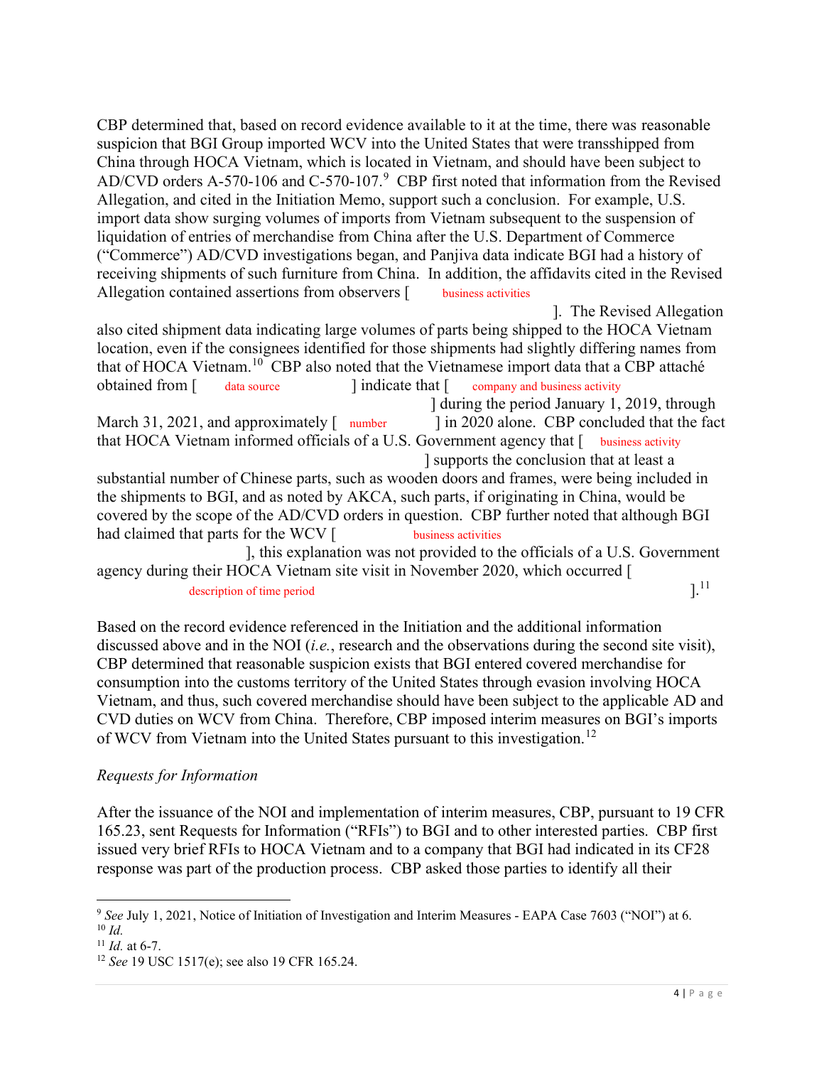CBP determined that, based on record evidence available to it at the time, there was reasonable suspicion that BGI Group imported WCV into the United States that were transshipped from China through HOCA Vietnam, which is located in Vietnam, and should have been subject to AD/CVD orders A-570-106 and C-570-107.[9] CBP first noted that information from the Revised Allegation, and cited in the Initiation Memo, support such a conclusion. For example, U.S. import data show surging volumes of imports from Vietnam subsequent to the suspension of liquidation of entries of merchandise from China after the U.S. Department of Commerce ("Commerce") AD/CVD investigations began, and Panjiva data indicate BGI had a history of receiving shipments of such furniture from China. In addition, the affidavits cited in the Revised Allegation contained assertions from observers [ business activities ]. The Revised Allegation also cited shipment data indicating large volumes of parts being shipped to the HOCA Vietnam location, even if the consignees identified for those shipments had slightly differing names from that of HOCA Vietnam.[10] CBP also noted that the Vietnamese import data that a CBP attaché obtained from [ data source ] indicate that [ company and business activity ] during the period January 1, 2019, through March 31, 2021, and approximately [ number ] in 2020 alone. CBP concluded that the fact that HOCA Vietnam informed officials of a U.S. Government agency that [ business activity ] supports the conclusion that at least a substantial number of Chinese parts, such as wooden doors and frames, were being included in the shipments to BGI, and as noted by AKCA, such parts, if originating in China, would be covered by the scope of the AD/CVD orders in question. CBP further noted that although BGI had claimed that parts for the WCV [ business activities ], this explanation was not provided to the officials of a U.S. Government agency during their HOCA Vietnam site visit in November 2020, which occurred [ description of time period ].[11]

Based on the record evidence referenced in the Initiation and the additional information discussed above and in the NOI (*i.e.*, research and the observations during the second site visit), CBP determined that reasonable suspicion exists that BGI entered covered merchandise for consumption into the customs territory of the United States through evasion involving HOCA Vietnam, and thus, such covered merchandise should have been subject to the applicable AD and CVD duties on WCV from China. Therefore, CBP imposed interim measures on BGI's imports of WCV from Vietnam into the United States pursuant to this investigation.[12]

*Requests for Information*

After the issuance of the NOI and implementation of interim measures, CBP, pursuant to 19 CFR 165.23, sent Requests for Information ("RFIs") to BGI and to other interested parties. CBP first issued very brief RFIs to HOCA Vietnam and to a company that BGI had indicated in its CF28 response was part of the production process. CBP asked those parties to identify all their

---

[9] *See* July 1, 2021, Notice of Initiation of Investigation and Interim Measures - EAPA Case 7603 ("NOI") at 6.
[10] *Id.*
[11] *Id.* at 6-7.
[12] *See* 19 USC 1517(e); see also 19 CFR 165.24.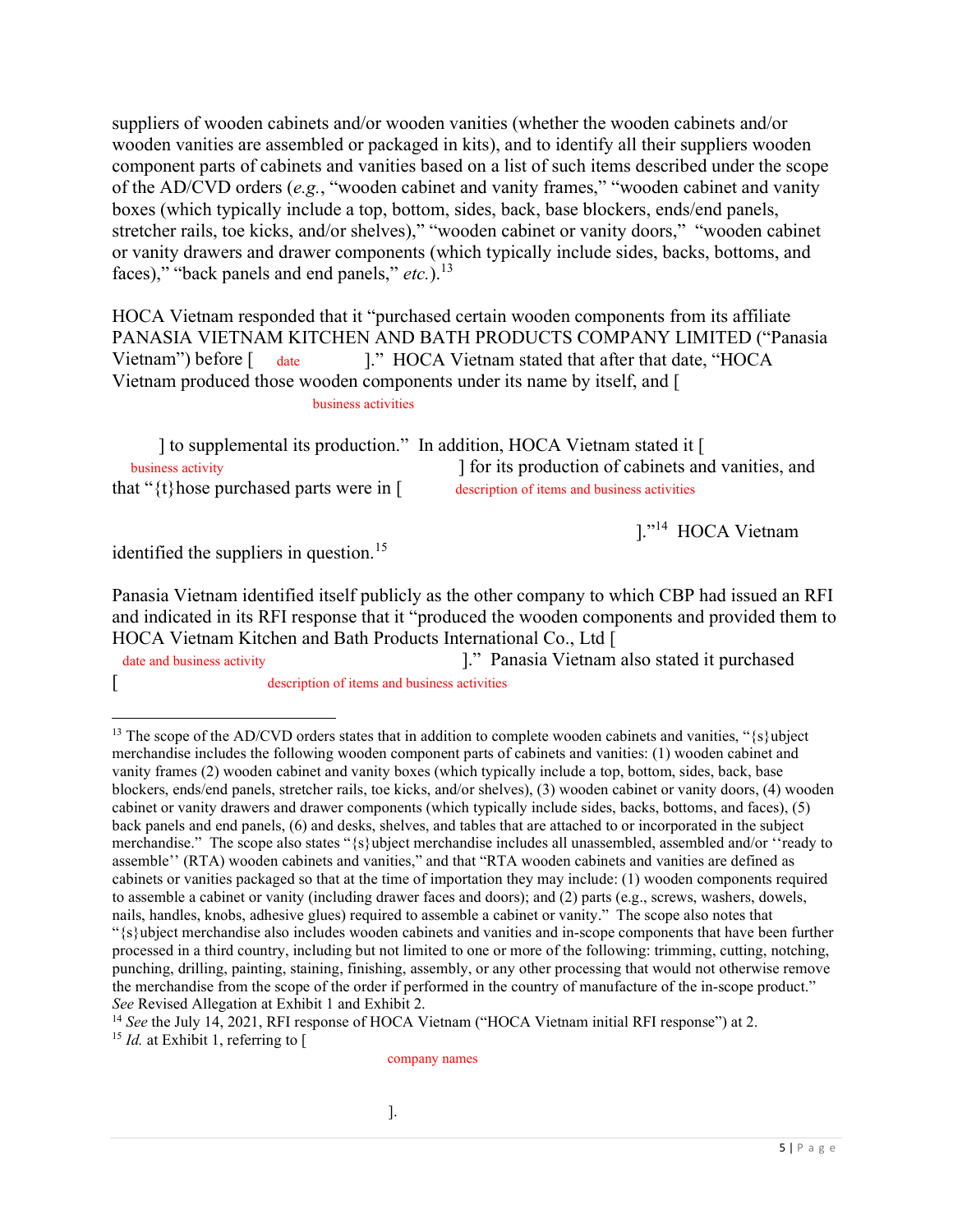suppliers of wooden cabinets and/or wooden vanities (whether the wooden cabinets and/or wooden vanities are assembled or packaged in kits), and to identify all their suppliers wooden component parts of cabinets and vanities based on a list of such items described under the scope of the AD/CVD orders (*e.g.*, "wooden cabinet and vanity frames," "wooden cabinet and vanity boxes (which typically include a top, bottom, sides, back, base blockers, ends/end panels, stretcher rails, toe kicks, and/or shelves)," "wooden cabinet or vanity doors," "wooden cabinet or vanity drawers and drawer components (which typically include sides, backs, bottoms, and faces)," "back panels and end panels," *etc.*).[13]

HOCA Vietnam responded that it "purchased certain wooden components from its affiliate PANASIA VIETNAM KITCHEN AND BATH PRODUCTS COMPANY LIMITED ("Panasia Vietnam") before [ date ]." HOCA Vietnam stated that after that date, "HOCA Vietnam produced those wooden components under its name by itself, and [ business activities ] to supplemental its production." In addition, HOCA Vietnam stated it [ business activity ] for its production of cabinets and vanities, and that "{t}hose purchased parts were in [ description of items and business activities ]."[14] HOCA Vietnam identified the suppliers in question.[15]

Panasia Vietnam identified itself publicly as the other company to which CBP had issued an RFI and indicated in its RFI response that it "produced the wooden components and provided them to HOCA Vietnam Kitchen and Bath Products International Co., Ltd [ date and business activity ]." Panasia Vietnam also stated it purchased [ description of items and business activities

---

[13] The scope of the AD/CVD orders states that in addition to complete wooden cabinets and vanities, "{s}ubject merchandise includes the following wooden component parts of cabinets and vanities: (1) wooden cabinet and vanity frames (2) wooden cabinet and vanity boxes (which typically include a top, bottom, sides, back, base blockers, ends/end panels, stretcher rails, toe kicks, and/or shelves), (3) wooden cabinet or vanity doors, (4) wooden cabinet or vanity drawers and drawer components (which typically include sides, backs, bottoms, and faces), (5) back panels and end panels, (6) and desks, shelves, and tables that are attached to or incorporated in the subject merchandise." The scope also states "{s}ubject merchandise includes all unassembled, assembled and/or ''ready to assemble'' (RTA) wooden cabinets and vanities," and that "RTA wooden cabinets and vanities are defined as cabinets or vanities packaged so that at the time of importation they may include: (1) wooden components required to assemble a cabinet or vanity (including drawer faces and doors); and (2) parts (e.g., screws, washers, dowels, nails, handles, knobs, adhesive glues) required to assemble a cabinet or vanity." The scope also notes that "{s}ubject merchandise also includes wooden cabinets and vanities and in-scope components that have been further processed in a third country, including but not limited to one or more of the following: trimming, cutting, notching, punching, drilling, painting, staining, finishing, assembly, or any other processing that would not otherwise remove the merchandise from the scope of the order if performed in the country of manufacture of the in-scope product." *See* Revised Allegation at Exhibit 1 and Exhibit 2.

[14] *See* the July 14, 2021, RFI response of HOCA Vietnam ("HOCA Vietnam initial RFI response") at 2.

[15] *Id.* at Exhibit 1, referring to [ company names ].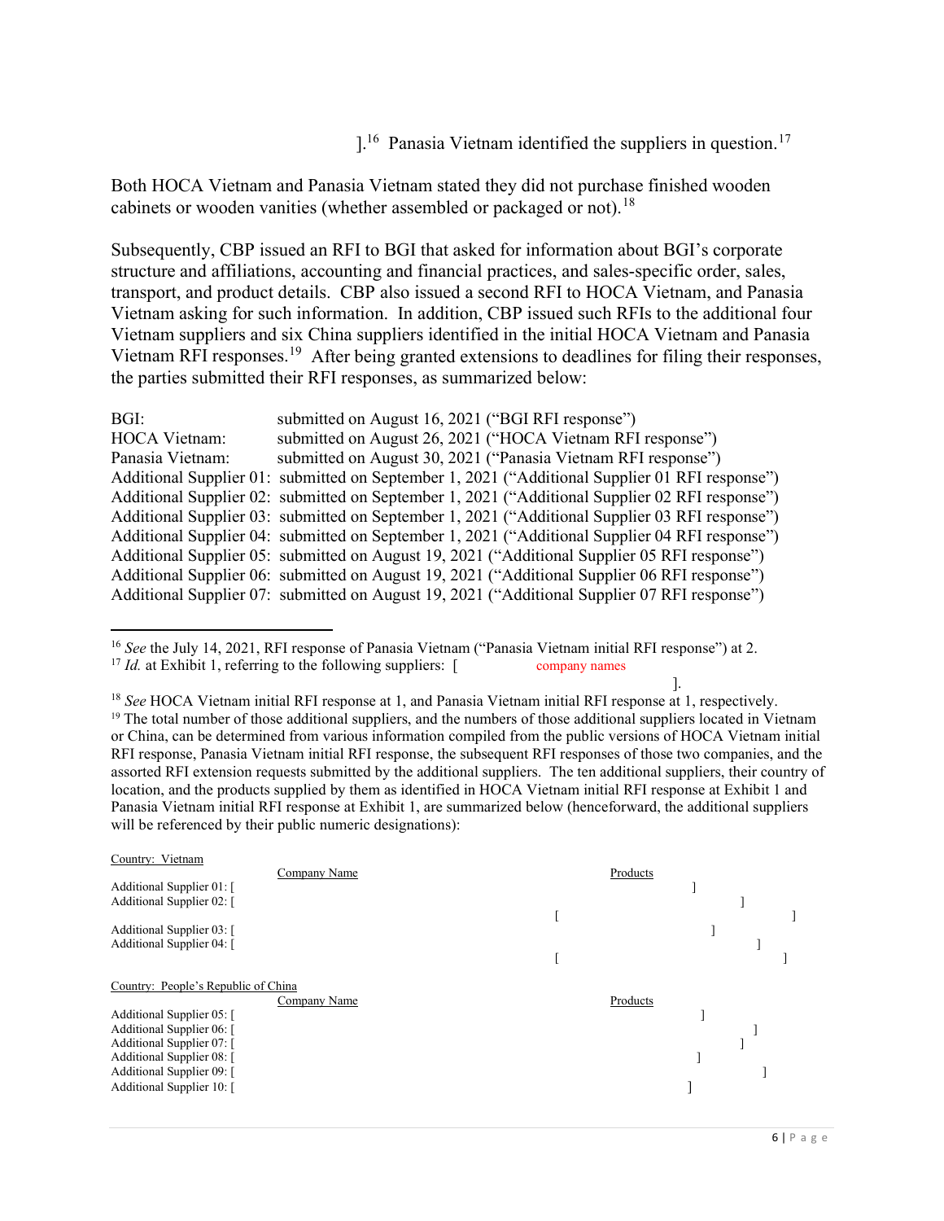].[16] Panasia Vietnam identified the suppliers in question.[17]

Both HOCA Vietnam and Panasia Vietnam stated they did not purchase finished wooden cabinets or wooden vanities (whether assembled or packaged or not).[18]

Subsequently, CBP issued an RFI to BGI that asked for information about BGI's corporate structure and affiliations, accounting and financial practices, and sales-specific order, sales, transport, and product details. CBP also issued a second RFI to HOCA Vietnam, and Panasia Vietnam asking for such information. In addition, CBP issued such RFIs to the additional four Vietnam suppliers and six China suppliers identified in the initial HOCA Vietnam and Panasia Vietnam RFI responses.[19] After being granted extensions to deadlines for filing their responses, the parties submitted their RFI responses, as summarized below:

| | |
|---|---|
| BGI: | submitted on August 16, 2021 ("BGI RFI response") |
| HOCA Vietnam: | submitted on August 26, 2021 ("HOCA Vietnam RFI response") |
| Panasia Vietnam: | submitted on August 30, 2021 ("Panasia Vietnam RFI response") |
| Additional Supplier 01: | submitted on September 1, 2021 ("Additional Supplier 01 RFI response") |
| Additional Supplier 02: | submitted on September 1, 2021 ("Additional Supplier 02 RFI response") |
| Additional Supplier 03: | submitted on September 1, 2021 ("Additional Supplier 03 RFI response") |
| Additional Supplier 04: | submitted on September 1, 2021 ("Additional Supplier 04 RFI response") |
| Additional Supplier 05: | submitted on August 19, 2021 ("Additional Supplier 05 RFI response") |
| Additional Supplier 06: | submitted on August 19, 2021 ("Additional Supplier 06 RFI response") |
| Additional Supplier 07: | submitted on August 19, 2021 ("Additional Supplier 07 RFI response") |

---

[16] *See* the July 14, 2021, RFI response of Panasia Vietnam ("Panasia Vietnam initial RFI response") at 2.

[17] *Id.* at Exhibit 1, referring to the following suppliers: [ company names ].

[18] *See* HOCA Vietnam initial RFI response at 1, and Panasia Vietnam initial RFI response at 1, respectively.

[19] The total number of those additional suppliers, and the numbers of those additional suppliers located in Vietnam or China, can be determined from various information compiled from the public versions of HOCA Vietnam initial RFI response, Panasia Vietnam initial RFI response, the subsequent RFI responses of those two companies, and the assorted RFI extension requests submitted by the additional suppliers. The ten additional suppliers, their country of location, and the products supplied by them as identified in HOCA Vietnam initial RFI response at Exhibit 1 and Panasia Vietnam initial RFI response at Exhibit 1, are summarized below (henceforward, the additional suppliers will be referenced by their public numeric designations):

Country: Vietnam

| | Company Name | Products |
|---|---|---|
| Additional Supplier 01: | [ | ] |
| Additional Supplier 02: | [ | ] [ ] |
| Additional Supplier 03: | [ | ] |
| Additional Supplier 04: | [ | ] [ ] |

Country: People's Republic of China

| | Company Name | Products |
|---|---|---|
| Additional Supplier 05: | [ | ] |
| Additional Supplier 06: | [ | ] |
| Additional Supplier 07: | [ | ] |
| Additional Supplier 08: | [ | ] |
| Additional Supplier 09: | [ | ] |
| Additional Supplier 10: | [ | ] |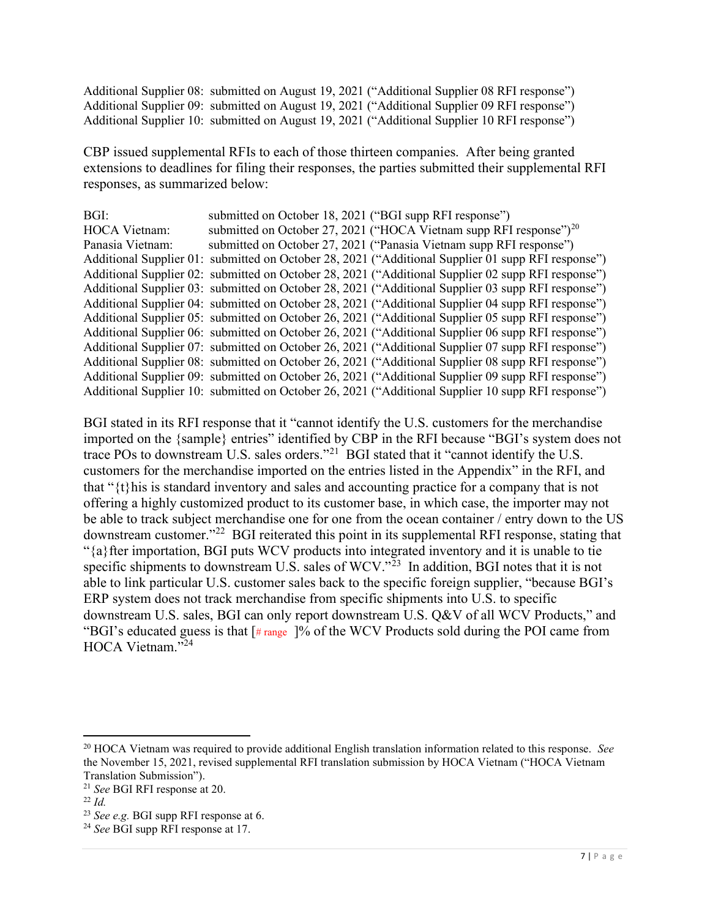Additional Supplier 08: submitted on August 19, 2021 ("Additional Supplier 08 RFI response")
Additional Supplier 09: submitted on August 19, 2021 ("Additional Supplier 09 RFI response")
Additional Supplier 10: submitted on August 19, 2021 ("Additional Supplier 10 RFI response")

CBP issued supplemental RFIs to each of those thirteen companies. After being granted extensions to deadlines for filing their responses, the parties submitted their supplemental RFI responses, as summarized below:

BGI: submitted on October 18, 2021 ("BGI supp RFI response")
HOCA Vietnam: submitted on October 27, 2021 ("HOCA Vietnam supp RFI response")[20]
Panasia Vietnam: submitted on October 27, 2021 ("Panasia Vietnam supp RFI response")
Additional Supplier 01: submitted on October 28, 2021 ("Additional Supplier 01 supp RFI response")
Additional Supplier 02: submitted on October 28, 2021 ("Additional Supplier 02 supp RFI response")
Additional Supplier 03: submitted on October 28, 2021 ("Additional Supplier 03 supp RFI response")
Additional Supplier 04: submitted on October 28, 2021 ("Additional Supplier 04 supp RFI response")
Additional Supplier 05: submitted on October 26, 2021 ("Additional Supplier 05 supp RFI response")
Additional Supplier 06: submitted on October 26, 2021 ("Additional Supplier 06 supp RFI response")
Additional Supplier 07: submitted on October 26, 2021 ("Additional Supplier 07 supp RFI response")
Additional Supplier 08: submitted on October 26, 2021 ("Additional Supplier 08 supp RFI response")
Additional Supplier 09: submitted on October 26, 2021 ("Additional Supplier 09 supp RFI response")
Additional Supplier 10: submitted on October 26, 2021 ("Additional Supplier 10 supp RFI response")

BGI stated in its RFI response that it "cannot identify the U.S. customers for the merchandise imported on the {sample} entries" identified by CBP in the RFI because "BGI's system does not trace POs to downstream U.S. sales orders."[21] BGI stated that it "cannot identify the U.S. customers for the merchandise imported on the entries listed in the Appendix" in the RFI, and that "{t}his is standard inventory and sales and accounting practice for a company that is not offering a highly customized product to its customer base, in which case, the importer may not be able to track subject merchandise one for one from the ocean container / entry down to the US downstream customer."[22] BGI reiterated this point in its supplemental RFI response, stating that "{a}fter importation, BGI puts WCV products into integrated inventory and it is unable to tie specific shipments to downstream U.S. sales of WCV."[23] In addition, BGI notes that it is not able to link particular U.S. customer sales back to the specific foreign supplier, "because BGI's ERP system does not track merchandise from specific shipments into U.S. to specific downstream U.S. sales, BGI can only report downstream U.S. Q&V of all WCV Products," and "BGI's educated guess is that [# range ]% of the WCV Products sold during the POI came from HOCA Vietnam."[24]

---

[20] HOCA Vietnam was required to provide additional English translation information related to this response. *See* the November 15, 2021, revised supplemental RFI translation submission by HOCA Vietnam ("HOCA Vietnam Translation Submission").

[21] *See* BGI RFI response at 20.

[22] *Id.*

[23] *See e.g.* BGI supp RFI response at 6.

[24] *See* BGI supp RFI response at 17.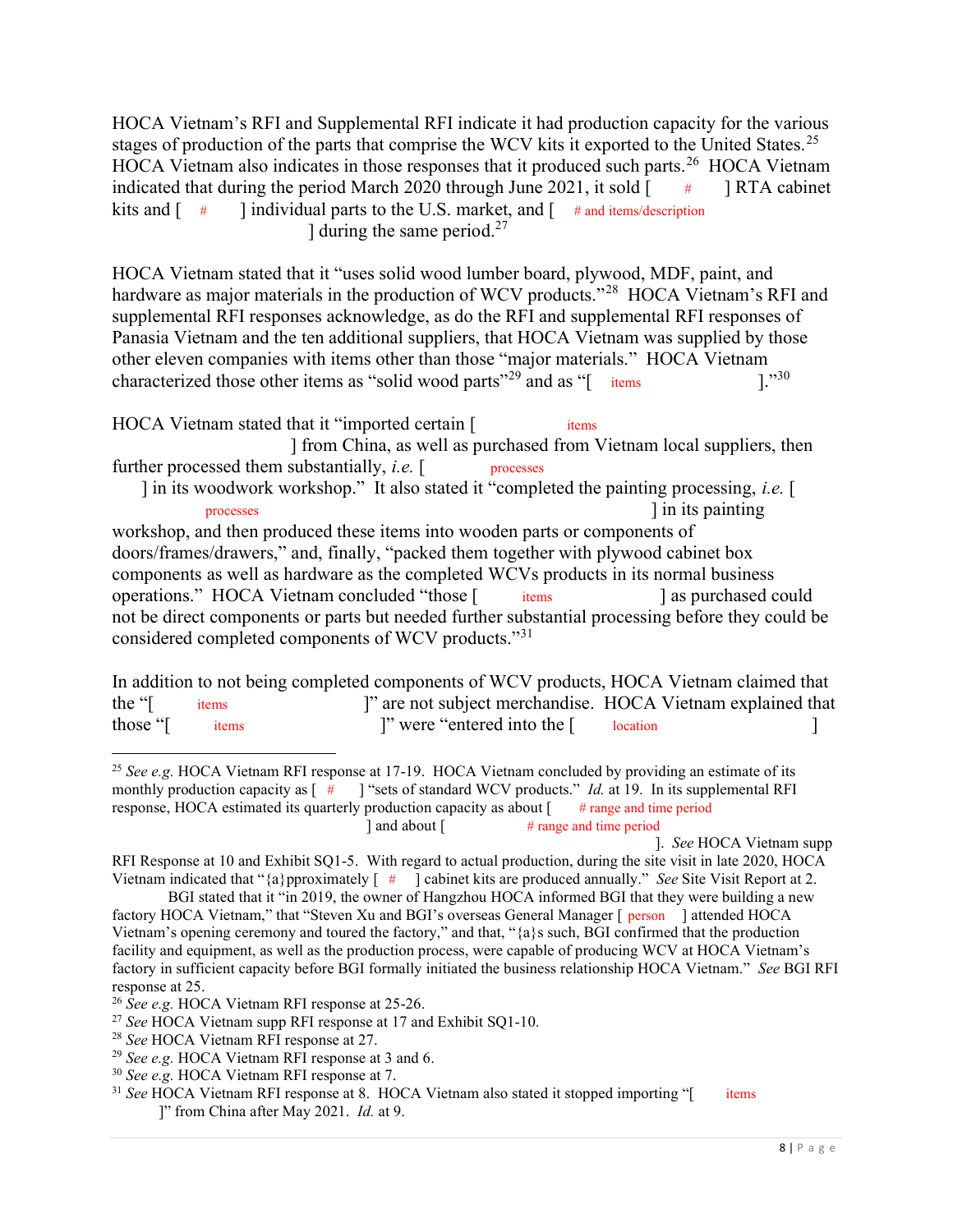HOCA Vietnam's RFI and Supplemental RFI indicate it had production capacity for the various stages of production of the parts that comprise the WCV kits it exported to the United States.[25] HOCA Vietnam also indicates in those responses that it produced such parts.[26] HOCA Vietnam indicated that during the period March 2020 through June 2021, it sold [ # ] RTA cabinet kits and [ # ] individual parts to the U.S. market, and [ # and items/description ] during the same period.[27]

HOCA Vietnam stated that it "uses solid wood lumber board, plywood, MDF, paint, and hardware as major materials in the production of WCV products."[28] HOCA Vietnam's RFI and supplemental RFI responses acknowledge, as do the RFI and supplemental RFI responses of Panasia Vietnam and the ten additional suppliers, that HOCA Vietnam was supplied by those other eleven companies with items other than those "major materials." HOCA Vietnam characterized those other items as "solid wood parts"[29] and as "[ items ]."[30]

HOCA Vietnam stated that it "imported certain [ items ] from China, as well as purchased from Vietnam local suppliers, then further processed them substantially, *i.e.* [ processes ] in its woodwork workshop." It also stated it "completed the painting processing, *i.e.* [ processes ] in its painting workshop, and then produced these items into wooden parts or components of doors/frames/drawers," and, finally, "packed them together with plywood cabinet box components as well as hardware as the completed WCVs products in its normal business operations." HOCA Vietnam concluded "those [ items ] as purchased could not be direct components or parts but needed further substantial processing before they could be considered completed components of WCV products."[31]

In addition to not being completed components of WCV products, HOCA Vietnam claimed that the "[ items ]" are not subject merchandise. HOCA Vietnam explained that those "[ items ]" were "entered into the [ location ]

---

[25] *See e.g.* HOCA Vietnam RFI response at 17-19. HOCA Vietnam concluded by providing an estimate of its monthly production capacity as [ # ] "sets of standard WCV products." *Id.* at 19. In its supplemental RFI response, HOCA estimated its quarterly production capacity as about [ # range and time period ] and about [ # range and time period ]. *See* HOCA Vietnam supp RFI Response at 10 and Exhibit SQ1-5. With regard to actual production, during the site visit in late 2020, HOCA Vietnam indicated that "{a}pproximately [ # ] cabinet kits are produced annually." *See* Site Visit Report at 2.

BGI stated that it "in 2019, the owner of Hangzhou HOCA informed BGI that they were building a new factory HOCA Vietnam," that "Steven Xu and BGI's overseas General Manager [ person ] attended HOCA Vietnam's opening ceremony and toured the factory," and that, "{a}s such, BGI confirmed that the production facility and equipment, as well as the production process, were capable of producing WCV at HOCA Vietnam's factory in sufficient capacity before BGI formally initiated the business relationship HOCA Vietnam." *See* BGI RFI response at 25.

[26] *See e.g.* HOCA Vietnam RFI response at 25-26.

[27] *See* HOCA Vietnam supp RFI response at 17 and Exhibit SQ1-10.

[28] *See* HOCA Vietnam RFI response at 27.

[29] *See e.g.* HOCA Vietnam RFI response at 3 and 6.

[30] *See e.g.* HOCA Vietnam RFI response at 7.

[31] *See* HOCA Vietnam RFI response at 8. HOCA Vietnam also stated it stopped importing "[ items ]" from China after May 2021. *Id.* at 9.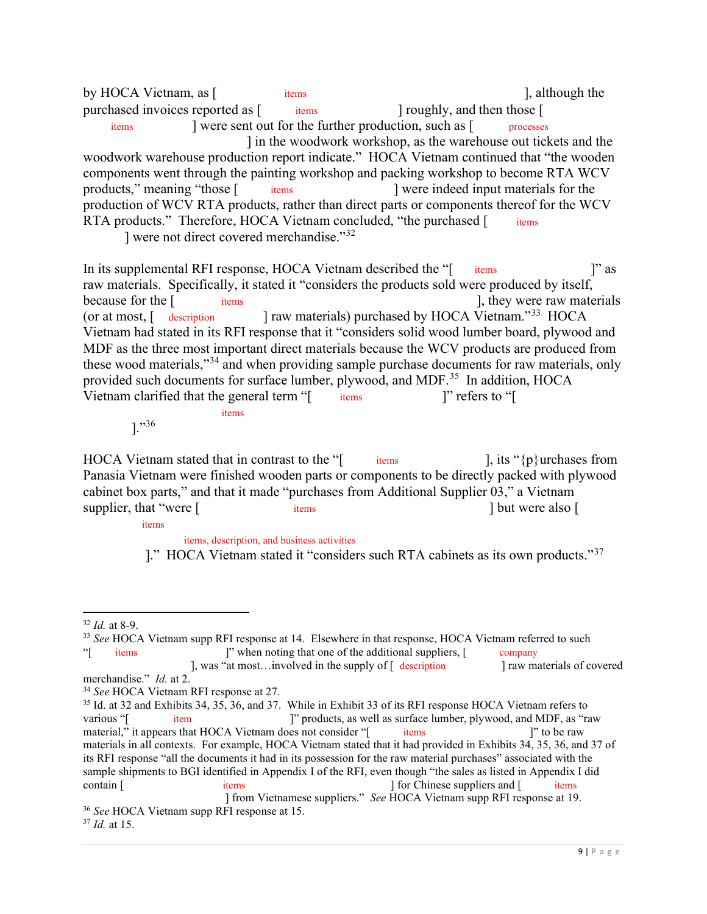by HOCA Vietnam, as [ items ], although the purchased invoices reported as [ items ] roughly, and then those [ items ] were sent out for the further production, such as [ processes ] in the woodwork workshop, as the warehouse out tickets and the woodwork warehouse production report indicate." HOCA Vietnam continued that "the wooden components went through the painting workshop and packing workshop to become RTA WCV products," meaning "those [ items ] were indeed input materials for the production of WCV RTA products, rather than direct parts or components thereof for the WCV RTA products." Therefore, HOCA Vietnam concluded, "the purchased [ items ] were not direct covered merchandise."[32]

In its supplemental RFI response, HOCA Vietnam described the "[ items ]" as raw materials. Specifically, it stated it "considers the products sold were produced by itself, because for the [ items ], they were raw materials (or at most, [ description ] raw materials) purchased by HOCA Vietnam."[33] HOCA Vietnam had stated in its RFI response that it "considers solid wood lumber board, plywood and MDF as the three most important direct materials because the WCV products are produced from these wood materials,"[34] and when providing sample purchase documents for raw materials, only provided such documents for surface lumber, plywood, and MDF.[35] In addition, HOCA Vietnam clarified that the general term "[ items ]" refers to "[ items ]."[36]

HOCA Vietnam stated that in contrast to the "[ items ], its "{p}urchases from Panasia Vietnam were finished wooden parts or components to be directly packed with plywood cabinet box parts," and that it made "purchases from Additional Supplier 03," a Vietnam supplier, that "were [ items ] but were also [ items items, description, and business activities ]." HOCA Vietnam stated it "considers such RTA cabinets as its own products."[37]

---

[32] *Id.* at 8-9.

[33] *See* HOCA Vietnam supp RFI response at 14. Elsewhere in that response, HOCA Vietnam referred to such "[ items ]" when noting that one of the additional suppliers, [ company ], was "at most…involved in the supply of [ description ] raw materials of covered merchandise." *Id.* at 2.

[34] *See* HOCA Vietnam RFI response at 27.

[35] Id. at 32 and Exhibits 34, 35, 36, and 37. While in Exhibit 33 of its RFI response HOCA Vietnam refers to various "[ item ]" products, as well as surface lumber, plywood, and MDF, as "raw material," it appears that HOCA Vietnam does not consider "[ items ]" to be raw materials in all contexts. For example, HOCA Vietnam stated that it had provided in Exhibits 34, 35, 36, and 37 of its RFI response "all the documents it had in its possession for the raw material purchases" associated with the sample shipments to BGI identified in Appendix I of the RFI, even though "the sales as listed in Appendix I did contain [ items ] for Chinese suppliers and [ items ] from Vietnamese suppliers." *See* HOCA Vietnam supp RFI response at 19.

[36] *See* HOCA Vietnam supp RFI response at 15.

[37] *Id.* at 15.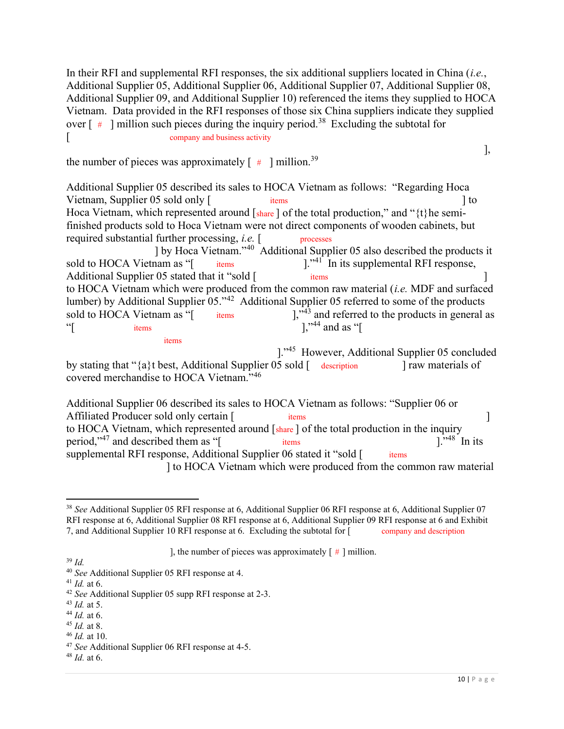In their RFI and supplemental RFI responses, the six additional suppliers located in China (*i.e.*, Additional Supplier 05, Additional Supplier 06, Additional Supplier 07, Additional Supplier 08, Additional Supplier 09, and Additional Supplier 10) referenced the items they supplied to HOCA Vietnam. Data provided in the RFI responses of those six China suppliers indicate they supplied over [ # ] million such pieces during the inquiry period.[38] Excluding the subtotal for [ company and business activity ], the number of pieces was approximately [ # ] million.[39]

Additional Supplier 05 described its sales to HOCA Vietnam as follows: "Regarding Hoca Vietnam, Supplier 05 sold only [ items ] to Hoca Vietnam, which represented around [share ] of the total production," and "{t}he semi-finished products sold to Hoca Vietnam were not direct components of wooden cabinets, but required substantial further processing, *i.e.* [ processes ] by Hoca Vietnam."[40] Additional Supplier 05 also described the products it sold to HOCA Vietnam as "[ items ]."[41] In its supplemental RFI response, Additional Supplier 05 stated that it "sold [ items ] to HOCA Vietnam which were produced from the common raw material (*i.e.* MDF and surfaced lumber) by Additional Supplier 05."[42] Additional Supplier 05 referred to some of the products sold to HOCA Vietnam as "[ items ],"[43] and referred to the products in general as "[ items ],"[44] and as "[ items ]."[45] However, Additional Supplier 05 concluded by stating that "{a}t best, Additional Supplier 05 sold [ description ] raw materials of covered merchandise to HOCA Vietnam."[46]

Additional Supplier 06 described its sales to HOCA Vietnam as follows: "Supplier 06 or Affiliated Producer sold only certain [ items ] to HOCA Vietnam, which represented around [share ] of the total production in the inquiry period,"[47] and described them as "[ items ]."[48] In its supplemental RFI response, Additional Supplier 06 stated it "sold [ items ] to HOCA Vietnam which were produced from the common raw material

---

[38] *See* Additional Supplier 05 RFI response at 6, Additional Supplier 06 RFI response at 6, Additional Supplier 07 RFI response at 6, Additional Supplier 08 RFI response at 6, Additional Supplier 09 RFI response at 6 and Exhibit 7, and Additional Supplier 10 RFI response at 6. Excluding the subtotal for [ company and description ], the number of pieces was approximately [ # ] million.

[39] *Id.*

[40] *See* Additional Supplier 05 RFI response at 4.

[41] *Id.* at 6.

[42] *See* Additional Supplier 05 supp RFI response at 2-3.

[43] *Id.* at 5.

[44] *Id.* at 6.

[45] *Id.* at 8.

[46] *Id.* at 10.

[47] *See* Additional Supplier 06 RFI response at 4-5.

[48] *Id.* at 6.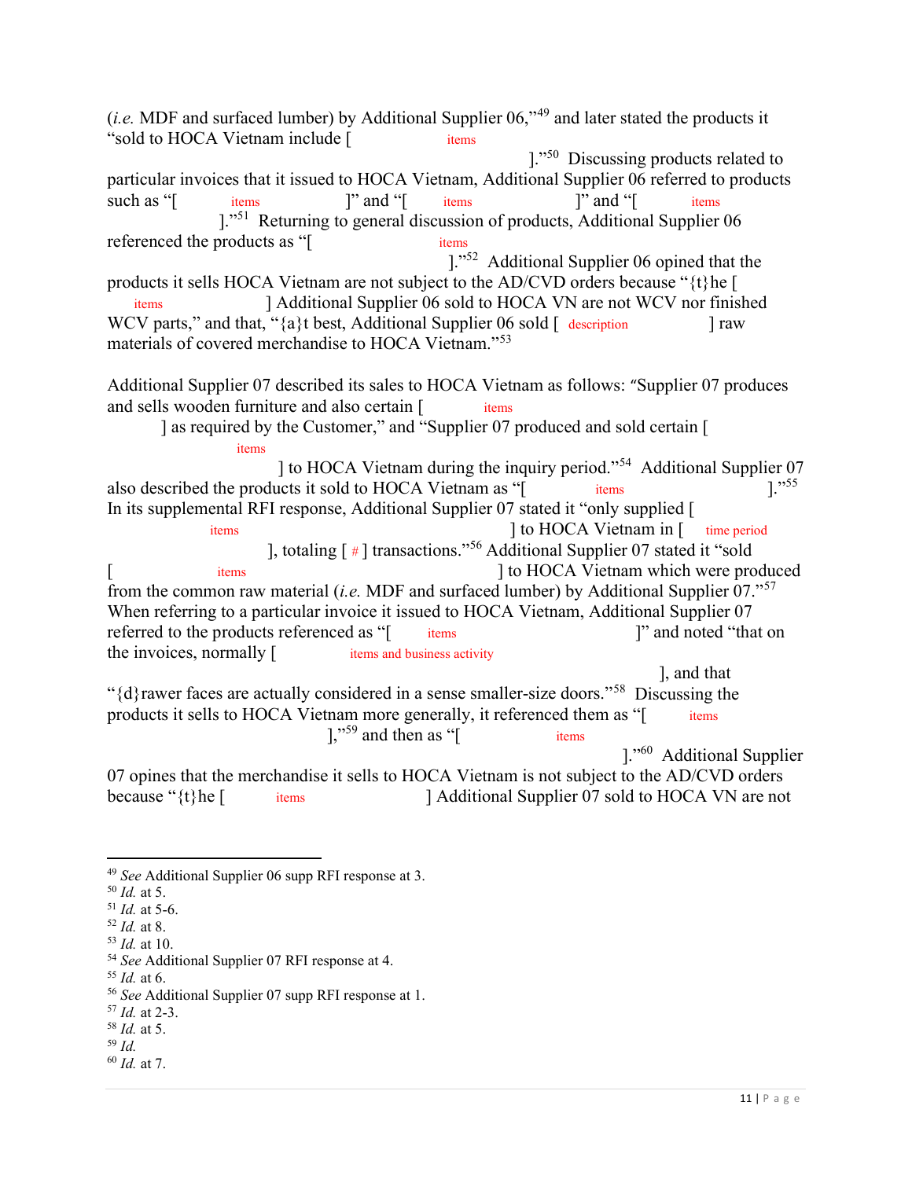(*i.e.* MDF and surfaced lumber) by Additional Supplier 06,"[49] and later stated the products it "sold to HOCA Vietnam include [ items ]."[50] Discussing products related to particular invoices that it issued to HOCA Vietnam, Additional Supplier 06 referred to products such as "[ items ]" and "[ items ]" and "[ items ]."[51] Returning to general discussion of products, Additional Supplier 06 referenced the products as "[ items ]."[52] Additional Supplier 06 opined that the products it sells HOCA Vietnam are not subject to the AD/CVD orders because "{t}he [ items ] Additional Supplier 06 sold to HOCA VN are not WCV nor finished WCV parts," and that, "{a}t best, Additional Supplier 06 sold [ description ] raw materials of covered merchandise to HOCA Vietnam."[53]

Additional Supplier 07 described its sales to HOCA Vietnam as follows: "Supplier 07 produces and sells wooden furniture and also certain [ items ] as required by the Customer," and "Supplier 07 produced and sold certain [ items ] to HOCA Vietnam during the inquiry period."[54] Additional Supplier 07 also described the products it sold to HOCA Vietnam as "[ items ]."[55] In its supplemental RFI response, Additional Supplier 07 stated it "only supplied [ items ] to HOCA Vietnam in [ time period ], totaling [ # ] transactions."[56] Additional Supplier 07 stated it "sold [ items ] to HOCA Vietnam which were produced from the common raw material (*i.e.* MDF and surfaced lumber) by Additional Supplier 07."[57] When referring to a particular invoice it issued to HOCA Vietnam, Additional Supplier 07 referred to the products referenced as "[ items ]" and noted "that on the invoices, normally [ items and business activity ], and that "{d}rawer faces are actually considered in a sense smaller-size doors."[58] Discussing the products it sells to HOCA Vietnam more generally, it referenced them as "[ items ],"[59] and then as "[ items ]."[60] Additional Supplier 07 opines that the merchandise it sells to HOCA Vietnam is not subject to the AD/CVD orders because "{t}he [ items ] Additional Supplier 07 sold to HOCA VN are not

---

[49] *See* Additional Supplier 06 supp RFI response at 3.
[50] *Id.* at 5.
[51] *Id.* at 5-6.
[52] *Id.* at 8.
[53] *Id.* at 10.
[54] *See* Additional Supplier 07 RFI response at 4.
[55] *Id.* at 6.
[56] *See* Additional Supplier 07 supp RFI response at 1.
[57] *Id.* at 2-3.
[58] *Id.* at 5.
[59] *Id.*
[60] *Id.* at 7.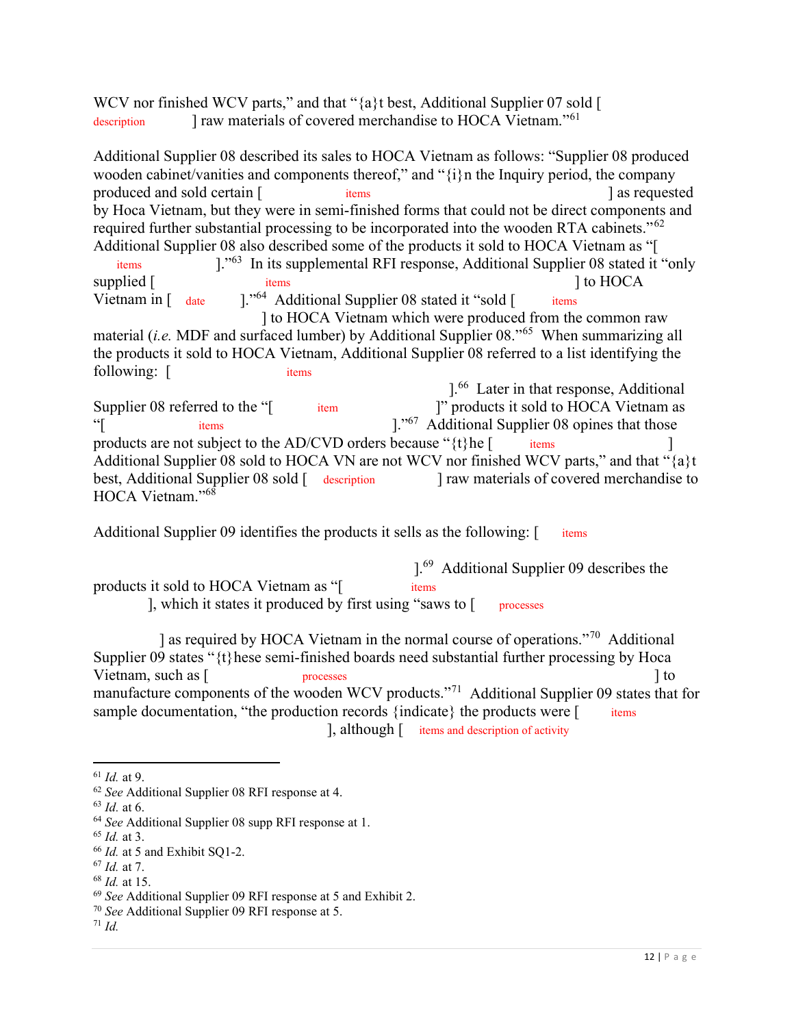WCV nor finished WCV parts," and that "{a}t best, Additional Supplier 07 sold [ description ] raw materials of covered merchandise to HOCA Vietnam."[61]

Additional Supplier 08 described its sales to HOCA Vietnam as follows: "Supplier 08 produced wooden cabinet/vanities and components thereof," and "{i}n the Inquiry period, the company produced and sold certain [ items ] as requested by Hoca Vietnam, but they were in semi-finished forms that could not be direct components and required further substantial processing to be incorporated into the wooden RTA cabinets."[62] Additional Supplier 08 also described some of the products it sold to HOCA Vietnam as "[ items ]."[63] In its supplemental RFI response, Additional Supplier 08 stated it "only supplied [ items ] to HOCA Vietnam in [ date ]."[64] Additional Supplier 08 stated it "sold [ items ] to HOCA Vietnam which were produced from the common raw material (*i.e.* MDF and surfaced lumber) by Additional Supplier 08."[65] When summarizing all the products it sold to HOCA Vietnam, Additional Supplier 08 referred to a list identifying the following: [ items ].[66] Later in that response, Additional Supplier 08 referred to the "[ item ]" products it sold to HOCA Vietnam as "[ items ]."[67] Additional Supplier 08 opines that those products are not subject to the AD/CVD orders because "{t}he [ items ] Additional Supplier 08 sold to HOCA VN are not WCV nor finished WCV parts," and that "{a}t best, Additional Supplier 08 sold [ description ] raw materials of covered merchandise to HOCA Vietnam."[68]

Additional Supplier 09 identifies the products it sells as the following: [ items ].[69] Additional Supplier 09 describes the products it sold to HOCA Vietnam as "[ items ], which it states it produced by first using "saws to [ processes ] as required by HOCA Vietnam in the normal course of operations."[70] Additional Supplier 09 states "{t}hese semi-finished boards need substantial further processing by Hoca Vietnam, such as [ processes ] to manufacture components of the wooden WCV products."[71] Additional Supplier 09 states that for sample documentation, "the production records {indicate} the products were [ items ], although [ items and description of activity

---

[61] *Id.* at 9.

[62] *See* Additional Supplier 08 RFI response at 4.

[63] *Id.* at 6.

[64] *See* Additional Supplier 08 supp RFI response at 1.

[65] *Id.* at 3.

[66] *Id.* at 5 and Exhibit SQ1-2.

[67] *Id.* at 7.

[68] *Id.* at 15.

[69] *See* Additional Supplier 09 RFI response at 5 and Exhibit 2.

[70] *See* Additional Supplier 09 RFI response at 5.

[71] *Id.*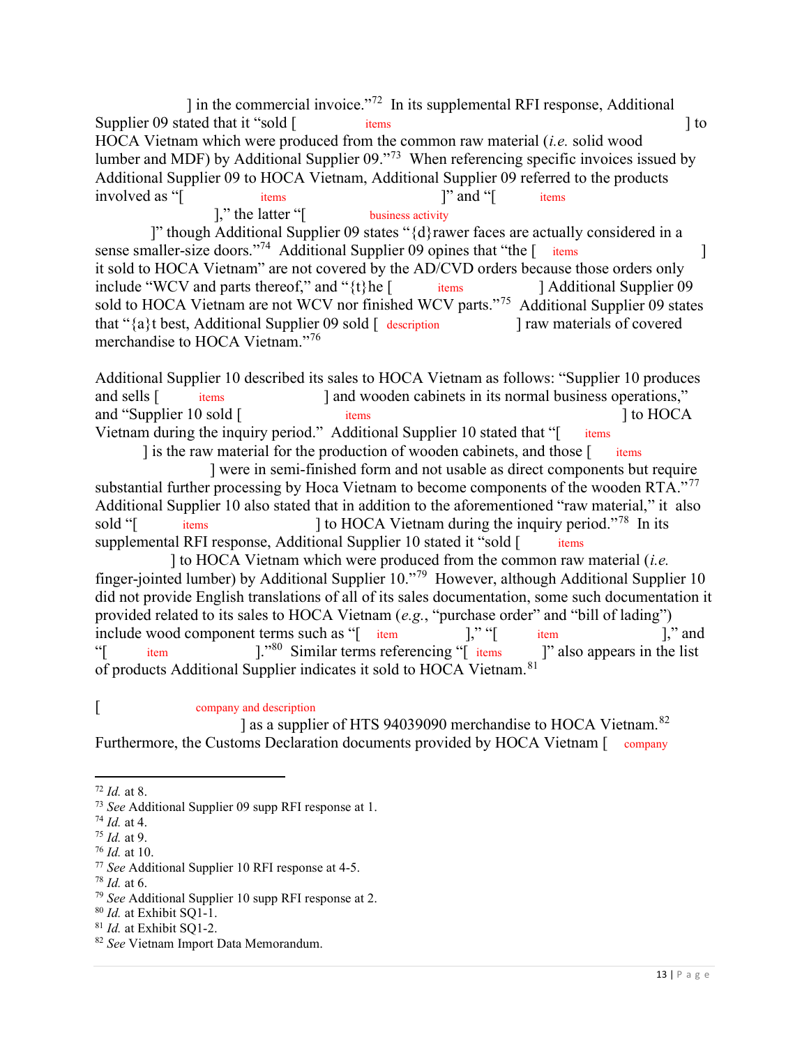] in the commercial invoice."[72] In its supplemental RFI response, Additional Supplier 09 stated that it "sold [ items ] to HOCA Vietnam which were produced from the common raw material (*i.e.* solid wood lumber and MDF) by Additional Supplier 09."[73] When referencing specific invoices issued by Additional Supplier 09 to HOCA Vietnam, Additional Supplier 09 referred to the products involved as "[ items ]" and "[ items ]," the latter "[ business activity ]" though Additional Supplier 09 states "{d}rawer faces are actually considered in a sense smaller-size doors."[74] Additional Supplier 09 opines that "the [ items ] it sold to HOCA Vietnam" are not covered by the AD/CVD orders because those orders only include "WCV and parts thereof," and "{t}he [ items ] Additional Supplier 09 sold to HOCA Vietnam are not WCV nor finished WCV parts."[75] Additional Supplier 09 states that "{a}t best, Additional Supplier 09 sold [ description ] raw materials of covered merchandise to HOCA Vietnam."[76]

Additional Supplier 10 described its sales to HOCA Vietnam as follows: "Supplier 10 produces and sells [ items ] and wooden cabinets in its normal business operations," and "Supplier 10 sold [ items ] to HOCA Vietnam during the inquiry period." Additional Supplier 10 stated that "[ items ] is the raw material for the production of wooden cabinets, and those [ items ] were in semi-finished form and not usable as direct components but require substantial further processing by Hoca Vietnam to become components of the wooden RTA."[77] Additional Supplier 10 also stated that in addition to the aforementioned "raw material," it also sold "[ items ] to HOCA Vietnam during the inquiry period."[78] In its supplemental RFI response, Additional Supplier 10 stated it "sold [ items ] to HOCA Vietnam which were produced from the common raw material (*i.e.* finger-jointed lumber) by Additional Supplier 10."[79] However, although Additional Supplier 10 did not provide English translations of all of its sales documentation, some such documentation it provided related to its sales to HOCA Vietnam (*e.g.*, "purchase order" and "bill of lading") include wood component terms such as "[ item ]," "[ item ]," and "[ item ]."[80] Similar terms referencing "[ items ]" also appears in the list of products Additional Supplier indicates it sold to HOCA Vietnam.[81]

[ company and description ] as a supplier of HTS 94039090 merchandise to HOCA Vietnam.[82] Furthermore, the Customs Declaration documents provided by HOCA Vietnam [ company

---

[72] *Id.* at 8.
[73] *See* Additional Supplier 09 supp RFI response at 1.
[74] *Id.* at 4.
[75] *Id.* at 9.
[76] *Id.* at 10.
[77] *See* Additional Supplier 10 RFI response at 4-5.
[78] *Id.* at 6.
[79] *See* Additional Supplier 10 supp RFI response at 2.
[80] *Id.* at Exhibit SQ1-1.
[81] *Id.* at Exhibit SQ1-2.
[82] *See* Vietnam Import Data Memorandum.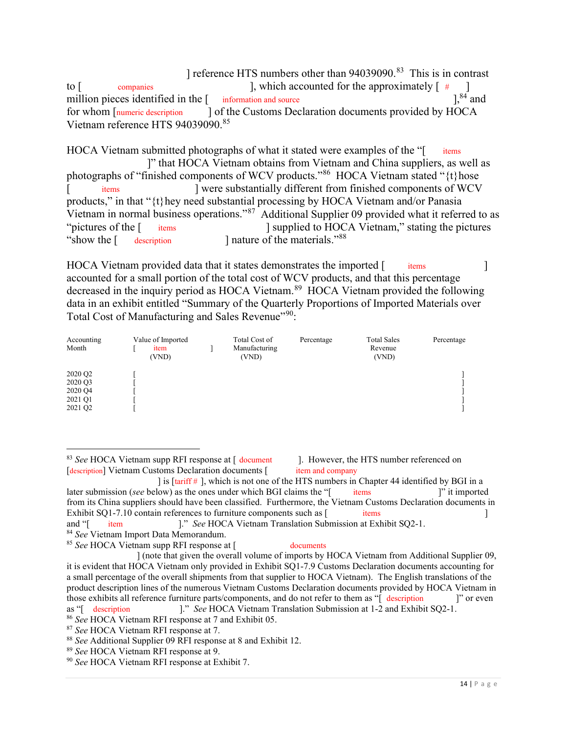] reference HTS numbers other than 94039090.[83] This is in contrast to [ companies ], which accounted for the approximately [ # ] million pieces identified in the [ information and source ],[84] and for whom [numeric description ] of the Customs Declaration documents provided by HOCA Vietnam reference HTS 94039090.[85]

HOCA Vietnam submitted photographs of what it stated were examples of the "[ items ]" that HOCA Vietnam obtains from Vietnam and China suppliers, as well as photographs of "finished components of WCV products."[86] HOCA Vietnam stated "{t}hose [ items ] were substantially different from finished components of WCV products," in that "{t}hey need substantial processing by HOCA Vietnam and/or Panasia Vietnam in normal business operations."[87] Additional Supplier 09 provided what it referred to as "pictures of the [ items ] supplied to HOCA Vietnam," stating the pictures "show the [ description ] nature of the materials."[88]

HOCA Vietnam provided data that it states demonstrates the imported [ items ] accounted for a small portion of the total cost of WCV products, and that this percentage decreased in the inquiry period as HOCA Vietnam.[89] HOCA Vietnam provided the following data in an exhibit entitled "Summary of the Quarterly Proportions of Imported Materials over Total Cost of Manufacturing and Sales Revenue"[90]:

| Accounting Month | Value of Imported [ item ] (VND) | Total Cost of Manufacturing (VND) | Percentage | Total Sales Revenue (VND) | Percentage |
|---|---|---|---|---|---|
| 2020 Q2 | [ | | | | ] |
| 2020 Q3 | [ | | | | ] |
| 2020 Q4 | [ | | | | ] |
| 2021 Q1 | [ | | | | ] |
| 2021 Q2 | [ | | | | ] |

---

[83] *See* HOCA Vietnam supp RFI response at [ document ]. However, the HTS number referenced on [description] Vietnam Customs Declaration documents [ item and company ] is [tariff # ], which is not one of the HTS numbers in Chapter 44 identified by BGI in a later submission (*see* below) as the ones under which BGI claims the "[ items ]" it imported from its China suppliers should have been classified. Furthermore, the Vietnam Customs Declaration documents in Exhibit SQ1-7.10 contain references to furniture components such as [ items ] and "[ item ]." *See* HOCA Vietnam Translation Submission at Exhibit SQ2-1.

[84] *See* Vietnam Import Data Memorandum.

[85] *See* HOCA Vietnam supp RFI response at [ documents ] (note that given the overall volume of imports by HOCA Vietnam from Additional Supplier 09, it is evident that HOCA Vietnam only provided in Exhibit SQ1-7.9 Customs Declaration documents accounting for a small percentage of the overall shipments from that supplier to HOCA Vietnam). The English translations of the product description lines of the numerous Vietnam Customs Declaration documents provided by HOCA Vietnam in those exhibits all reference furniture parts/components, and do not refer to them as "[ description ]" or even as "[ description ]." *See* HOCA Vietnam Translation Submission at 1-2 and Exhibit SQ2-1.

[86] *See* HOCA Vietnam RFI response at 7 and Exhibit 05.

[87] *See* HOCA Vietnam RFI response at 7.

[88] *See* Additional Supplier 09 RFI response at 8 and Exhibit 12.

[89] *See* HOCA Vietnam RFI response at 9.

[90] *See* HOCA Vietnam RFI response at Exhibit 7.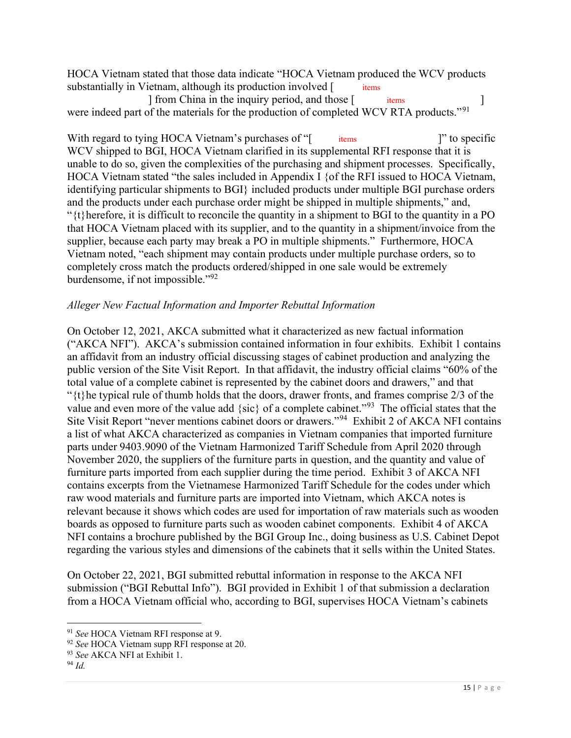HOCA Vietnam stated that those data indicate "HOCA Vietnam produced the WCV products substantially in Vietnam, although its production involved [ items ] from China in the inquiry period, and those [ items ] were indeed part of the materials for the production of completed WCV RTA products."[91]

With regard to tying HOCA Vietnam's purchases of "[ items ]" to specific WCV shipped to BGI, HOCA Vietnam clarified in its supplemental RFI response that it is unable to do so, given the complexities of the purchasing and shipment processes. Specifically, HOCA Vietnam stated "the sales included in Appendix I {of the RFI issued to HOCA Vietnam, identifying particular shipments to BGI} included products under multiple BGI purchase orders and the products under each purchase order might be shipped in multiple shipments," and, "{t}herefore, it is difficult to reconcile the quantity in a shipment to BGI to the quantity in a PO that HOCA Vietnam placed with its supplier, and to the quantity in a shipment/invoice from the supplier, because each party may break a PO in multiple shipments." Furthermore, HOCA Vietnam noted, "each shipment may contain products under multiple purchase orders, so to completely cross match the products ordered/shipped in one sale would be extremely burdensome, if not impossible."[92]

*Alleger New Factual Information and Importer Rebuttal Information*

On October 12, 2021, AKCA submitted what it characterized as new factual information ("AKCA NFI"). AKCA's submission contained information in four exhibits. Exhibit 1 contains an affidavit from an industry official discussing stages of cabinet production and analyzing the public version of the Site Visit Report. In that affidavit, the industry official claims "60% of the total value of a complete cabinet is represented by the cabinet doors and drawers," and that "{t}he typical rule of thumb holds that the doors, drawer fronts, and frames comprise 2/3 of the value and even more of the value add {sic} of a complete cabinet."[93] The official states that the Site Visit Report "never mentions cabinet doors or drawers."[94] Exhibit 2 of AKCA NFI contains a list of what AKCA characterized as companies in Vietnam companies that imported furniture parts under 9403.9090 of the Vietnam Harmonized Tariff Schedule from April 2020 through November 2020, the suppliers of the furniture parts in question, and the quantity and value of furniture parts imported from each supplier during the time period. Exhibit 3 of AKCA NFI contains excerpts from the Vietnamese Harmonized Tariff Schedule for the codes under which raw wood materials and furniture parts are imported into Vietnam, which AKCA notes is relevant because it shows which codes are used for importation of raw materials such as wooden boards as opposed to furniture parts such as wooden cabinet components. Exhibit 4 of AKCA NFI contains a brochure published by the BGI Group Inc., doing business as U.S. Cabinet Depot regarding the various styles and dimensions of the cabinets that it sells within the United States.

On October 22, 2021, BGI submitted rebuttal information in response to the AKCA NFI submission ("BGI Rebuttal Info"). BGI provided in Exhibit 1 of that submission a declaration from a HOCA Vietnam official who, according to BGI, supervises HOCA Vietnam's cabinets

---

[91] *See* HOCA Vietnam RFI response at 9.

[92] *See* HOCA Vietnam supp RFI response at 20.

[93] *See* AKCA NFI at Exhibit 1.

[94] *Id.*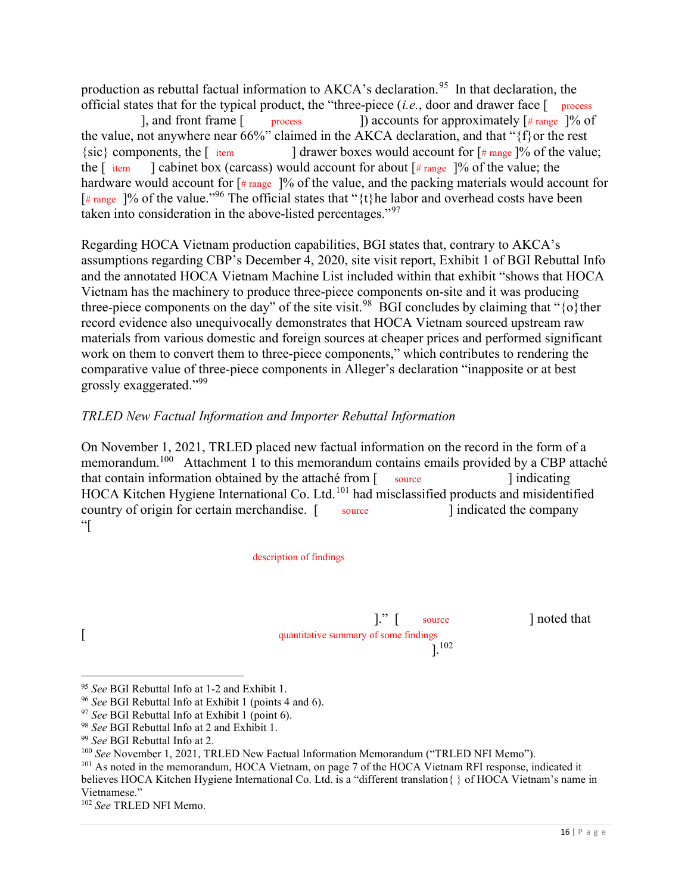production as rebuttal factual information to AKCA's declaration.[95] In that declaration, the official states that for the typical product, the "three-piece (*i.e.*, door and drawer face [ process ], and front frame [ process ]) accounts for approximately [# range ]% of the value, not anywhere near 66%" claimed in the AKCA declaration, and that "{f}or the rest {sic} components, the [ item ] drawer boxes would account for [# range ]% of the value; the [ item ] cabinet box (carcass) would account for about [# range ]% of the value; the hardware would account for [# range ]% of the value, and the packing materials would account for [# range ]% of the value."[96] The official states that "{t}he labor and overhead costs have been taken into consideration in the above-listed percentages."[97]

Regarding HOCA Vietnam production capabilities, BGI states that, contrary to AKCA's assumptions regarding CBP's December 4, 2020, site visit report, Exhibit 1 of BGI Rebuttal Info and the annotated HOCA Vietnam Machine List included within that exhibit "shows that HOCA Vietnam has the machinery to produce three-piece components on-site and it was producing three-piece components on the day" of the site visit.[98] BGI concludes by claiming that "{o}ther record evidence also unequivocally demonstrates that HOCA Vietnam sourced upstream raw materials from various domestic and foreign sources at cheaper prices and performed significant work on them to convert them to three-piece components," which contributes to rendering the comparative value of three-piece components in Alleger's declaration "inapposite or at best grossly exaggerated."[99]

*TRLED New Factual Information and Importer Rebuttal Information*

On November 1, 2021, TRLED placed new factual information on the record in the form of a memorandum.[100] Attachment 1 to this memorandum contains emails provided by a CBP attaché that contain information obtained by the attaché from [ source ] indicating HOCA Kitchen Hygiene International Co. Ltd.[101] had misclassified products and misidentified country of origin for certain merchandise. [ source ] indicated the company "[ description of findings ]." [ source ] noted that [ quantitative summary of some findings ].[102]

---

[95] *See* BGI Rebuttal Info at 1-2 and Exhibit 1.

[96] *See* BGI Rebuttal Info at Exhibit 1 (points 4 and 6).

[97] *See* BGI Rebuttal Info at Exhibit 1 (point 6).

[98] *See* BGI Rebuttal Info at 2 and Exhibit 1.

[99] *See* BGI Rebuttal Info at 2.

[100] *See* November 1, 2021, TRLED New Factual Information Memorandum ("TRLED NFI Memo").

[101] As noted in the memorandum, HOCA Vietnam, on page 7 of the HOCA Vietnam RFI response, indicated it believes HOCA Kitchen Hygiene International Co. Ltd. is a "different translation{ } of HOCA Vietnam's name in Vietnamese."

[102] *See* TRLED NFI Memo.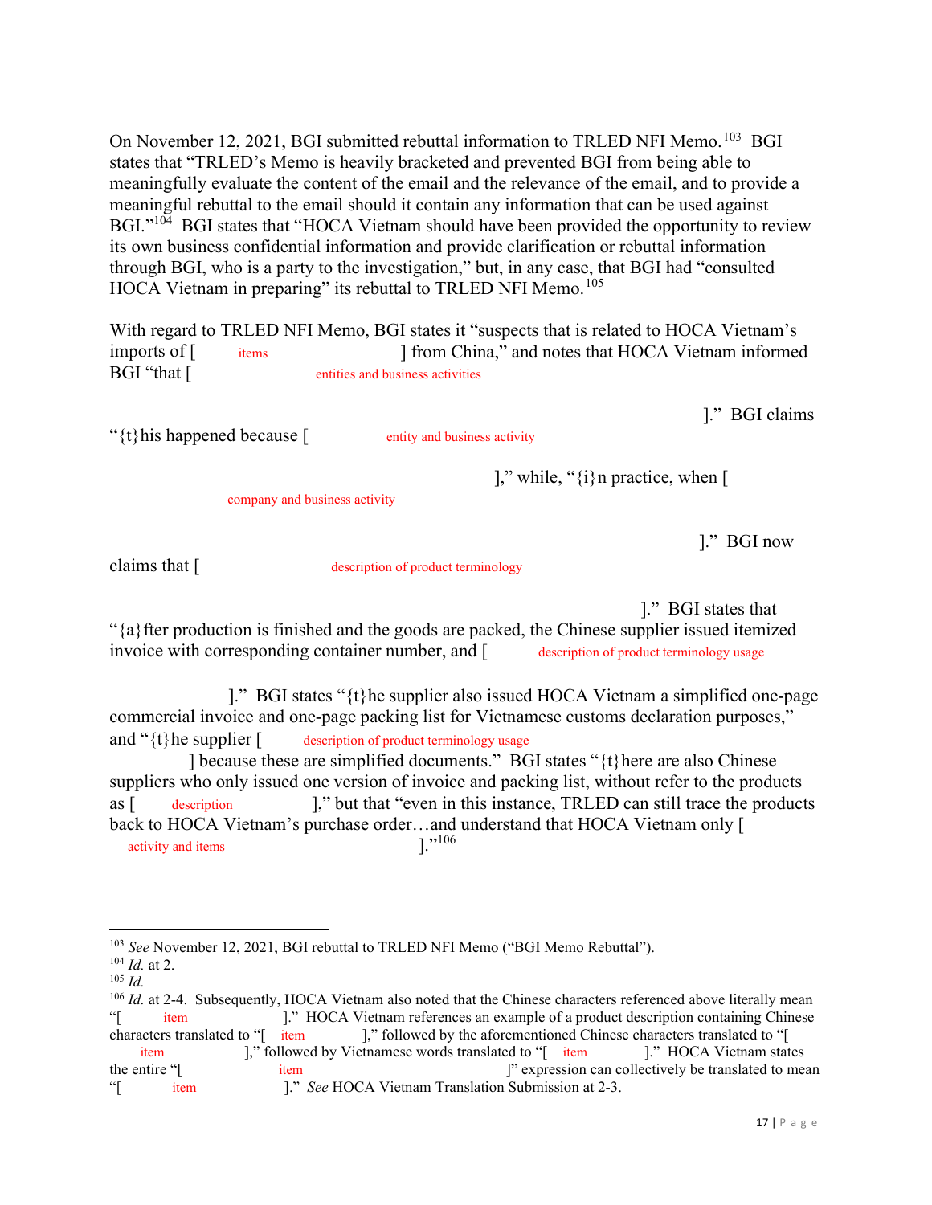On November 12, 2021, BGI submitted rebuttal information to TRLED NFI Memo.[103] BGI states that "TRLED's Memo is heavily bracketed and prevented BGI from being able to meaningfully evaluate the content of the email and the relevance of the email, and to provide a meaningful rebuttal to the email should it contain any information that can be used against BGI."[104] BGI states that "HOCA Vietnam should have been provided the opportunity to review its own business confidential information and provide clarification or rebuttal information through BGI, who is a party to the investigation," but, in any case, that BGI had "consulted HOCA Vietnam in preparing" its rebuttal to TRLED NFI Memo.[105]

With regard to TRLED NFI Memo, BGI states it "suspects that is related to HOCA Vietnam's imports of [ items ] from China," and notes that HOCA Vietnam informed BGI "that [ entities and business activities ]." BGI claims "{t}his happened because [ entity and business activity ]," while, "{i}n practice, when [ company and business activity ]." BGI now claims that [ description of product terminology ]." BGI states that "{a}fter production is finished and the goods are packed, the Chinese supplier issued itemized invoice with corresponding container number, and [ description of product terminology usage ]." BGI states "{t}he supplier also issued HOCA Vietnam a simplified one-page commercial invoice and one-page packing list for Vietnamese customs declaration purposes," and "{t}he supplier [ description of product terminology usage ] because these are simplified documents." BGI states "{t}here are also Chinese suppliers who only issued one version of invoice and packing list, without refer to the products as [ description ]," but that "even in this instance, TRLED can still trace the products back to HOCA Vietnam's purchase order…and understand that HOCA Vietnam only [ activity and items ]."[106]

---

[103] *See* November 12, 2021, BGI rebuttal to TRLED NFI Memo ("BGI Memo Rebuttal").

[104] *Id.* at 2.

[105] *Id.*

[106] *Id.* at 2-4. Subsequently, HOCA Vietnam also noted that the Chinese characters referenced above literally mean "[ item ]." HOCA Vietnam references an example of a product description containing Chinese characters translated to "[ item ]," followed by the aforementioned Chinese characters translated to "[ item ]," followed by Vietnamese words translated to "[ item ]." HOCA Vietnam states the entire "[ item ]" expression can collectively be translated to mean "[ item ]." *See* HOCA Vietnam Translation Submission at 2-3.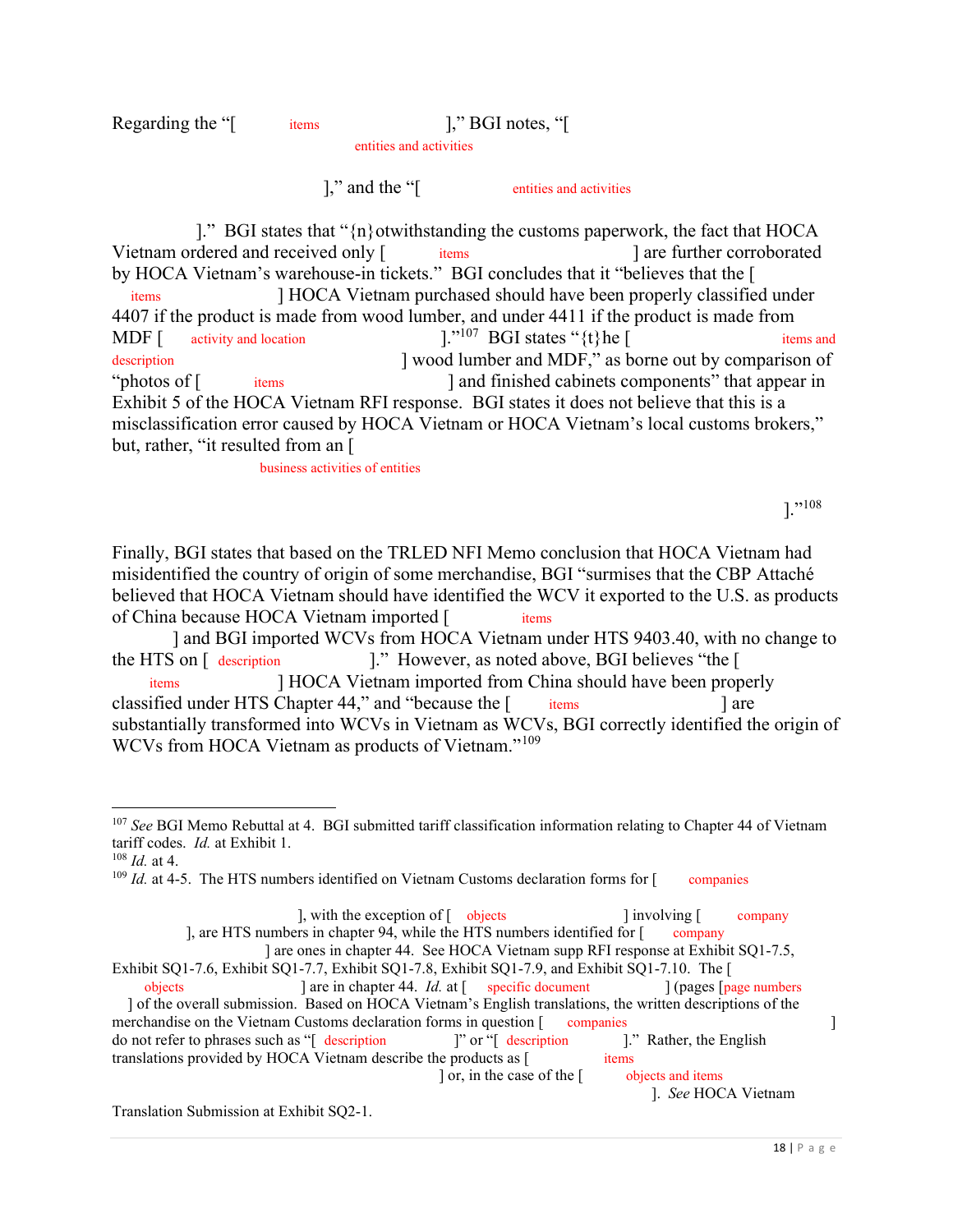Regarding the "[ items ]," BGI notes, "[ entities and activities ]," and the "[ entities and activities ]." BGI states that "{n}otwithstanding the customs paperwork, the fact that HOCA Vietnam ordered and received only [ items ] are further corroborated by HOCA Vietnam's warehouse-in tickets." BGI concludes that it "believes that the [ items ] HOCA Vietnam purchased should have been properly classified under 4407 if the product is made from wood lumber, and under 4411 if the product is made from MDF [ activity and location ]."[107] BGI states "{t}he [ items and description ] wood lumber and MDF," as borne out by comparison of "photos of [ items ] and finished cabinets components" that appear in Exhibit 5 of the HOCA Vietnam RFI response. BGI states it does not believe that this is a misclassification error caused by HOCA Vietnam or HOCA Vietnam's local customs brokers," but, rather, "it resulted from an [ business activities of entities ]."[108]

Finally, BGI states that based on the TRLED NFI Memo conclusion that HOCA Vietnam had misidentified the country of origin of some merchandise, BGI "surmises that the CBP Attaché believed that HOCA Vietnam should have identified the WCV it exported to the U.S. as products of China because HOCA Vietnam imported [ items ] and BGI imported WCVs from HOCA Vietnam under HTS 9403.40, with no change to the HTS on [ description ]." However, as noted above, BGI believes "the [ items ] HOCA Vietnam imported from China should have been properly classified under HTS Chapter 44," and "because the [ items ] are substantially transformed into WCVs in Vietnam as WCVs, BGI correctly identified the origin of WCVs from HOCA Vietnam as products of Vietnam."[109]

---

[107] *See* BGI Memo Rebuttal at 4. BGI submitted tariff classification information relating to Chapter 44 of Vietnam tariff codes. *Id.* at Exhibit 1.

[108] *Id.* at 4.

[109] *Id.* at 4-5. The HTS numbers identified on Vietnam Customs declaration forms for [ companies ], with the exception of [ objects ] involving [ company ], are HTS numbers in chapter 94, while the HTS numbers identified for [ company ] are ones in chapter 44. See HOCA Vietnam supp RFI response at Exhibit SQ1-7.5, Exhibit SQ1-7.6, Exhibit SQ1-7.7, Exhibit SQ1-7.8, Exhibit SQ1-7.9, and Exhibit SQ1-7.10. The [ objects ] are in chapter 44. *Id.* at [ specific document ] (pages [page numbers ] of the overall submission. Based on HOCA Vietnam's English translations, the written descriptions of the merchandise on the Vietnam Customs declaration forms in question [ companies ] do not refer to phrases such as "[ description ]" or "[ description ]." Rather, the English translations provided by HOCA Vietnam describe the products as [ items ] or, in the case of the [ objects and items ]. *See* HOCA Vietnam Translation Submission at Exhibit SQ2-1.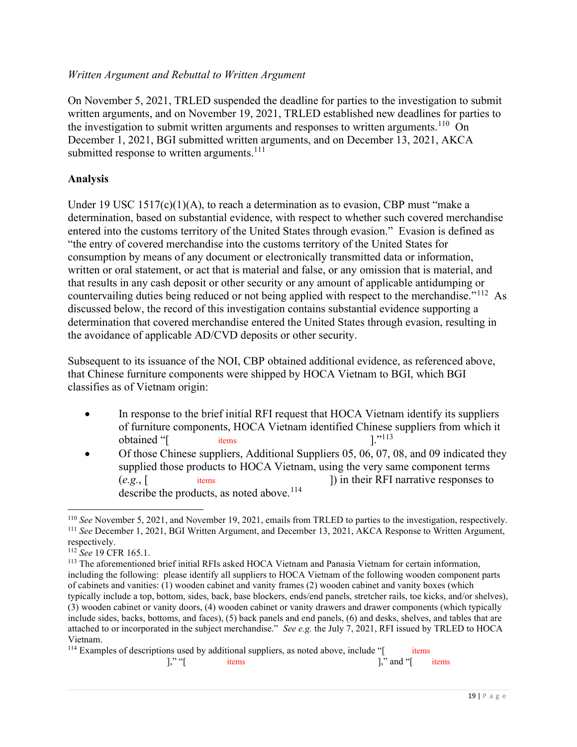*Written Argument and Rebuttal to Written Argument*

On November 5, 2021, TRLED suspended the deadline for parties to the investigation to submit written arguments, and on November 19, 2021, TRLED established new deadlines for parties to the investigation to submit written arguments and responses to written arguments.[110] On December 1, 2021, BGI submitted written arguments, and on December 13, 2021, AKCA submitted response to written arguments.[111]

## Analysis

Under 19 USC 1517(c)(1)(A), to reach a determination as to evasion, CBP must "make a determination, based on substantial evidence, with respect to whether such covered merchandise entered into the customs territory of the United States through evasion." Evasion is defined as "the entry of covered merchandise into the customs territory of the United States for consumption by means of any document or electronically transmitted data or information, written or oral statement, or act that is material and false, or any omission that is material, and that results in any cash deposit or other security or any amount of applicable antidumping or countervailing duties being reduced or not being applied with respect to the merchandise."[112] As discussed below, the record of this investigation contains substantial evidence supporting a determination that covered merchandise entered the United States through evasion, resulting in the avoidance of applicable AD/CVD deposits or other security.

Subsequent to its issuance of the NOI, CBP obtained additional evidence, as referenced above, that Chinese furniture components were shipped by HOCA Vietnam to BGI, which BGI classifies as of Vietnam origin:

- In response to the brief initial RFI request that HOCA Vietnam identify its suppliers of furniture components, HOCA Vietnam identified Chinese suppliers from which it obtained "[ items ]."[113]
- Of those Chinese suppliers, Additional Suppliers 05, 06, 07, 08, and 09 indicated they supplied those products to HOCA Vietnam, using the very same component terms (*e.g.*, [ items ]) in their RFI narrative responses to describe the products, as noted above.[114]

---

[110] *See* November 5, 2021, and November 19, 2021, emails from TRLED to parties to the investigation, respectively.

[111] *See* December 1, 2021, BGI Written Argument, and December 13, 2021, AKCA Response to Written Argument, respectively.

[112] *See* 19 CFR 165.1.

[113] The aforementioned brief initial RFIs asked HOCA Vietnam and Panasia Vietnam for certain information, including the following: please identify all suppliers to HOCA Vietnam of the following wooden component parts of cabinets and vanities: (1) wooden cabinet and vanity frames (2) wooden cabinet and vanity boxes (which typically include a top, bottom, sides, back, base blockers, ends/end panels, stretcher rails, toe kicks, and/or shelves), (3) wooden cabinet or vanity doors, (4) wooden cabinet or vanity drawers and drawer components (which typically include sides, backs, bottoms, and faces), (5) back panels and end panels, (6) and desks, shelves, and tables that are attached to or incorporated in the subject merchandise." *See e.g.* the July 7, 2021, RFI issued by TRLED to HOCA Vietnam.

[114] Examples of descriptions used by additional suppliers, as noted above, include "[ items ]," "[ items ]," and "[ items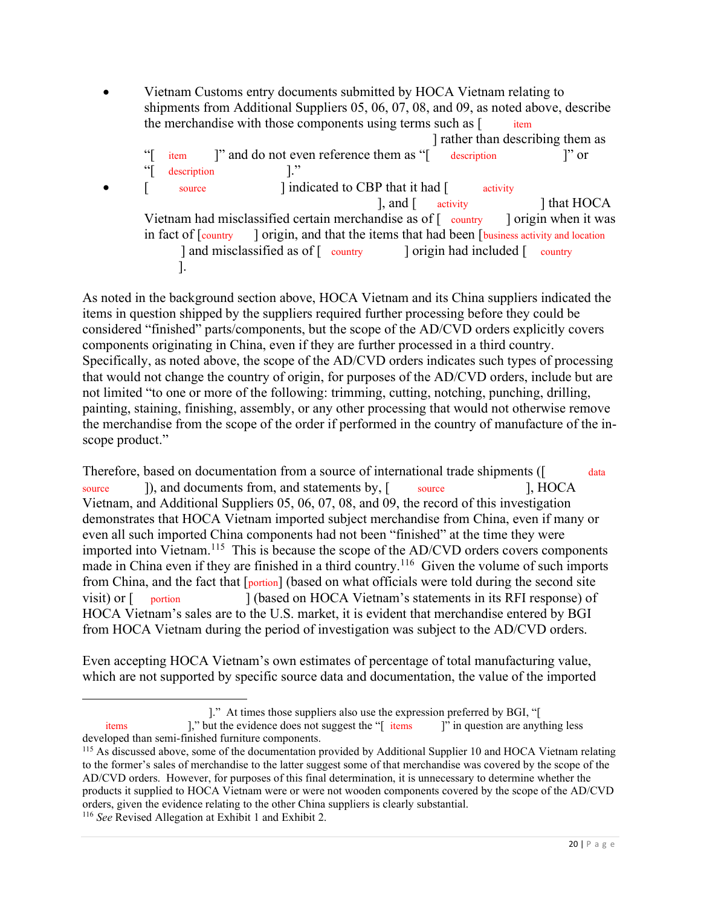- Vietnam Customs entry documents submitted by HOCA Vietnam relating to shipments from Additional Suppliers 05, 06, 07, 08, and 09, as noted above, describe the merchandise with those components using terms such as [ item ] rather than describing them as "[ item ]" and do not even reference them as "[ description ]" or "[ description ]."
- [ source ] indicated to CBP that it had [ activity ], and [ activity ] that HOCA Vietnam had misclassified certain merchandise as of [ country ] origin when it was in fact of [country ] origin, and that the items that had been [business activity and location ] and misclassified as of [ country ] origin had included [ country ].

As noted in the background section above, HOCA Vietnam and its China suppliers indicated the items in question shipped by the suppliers required further processing before they could be considered "finished" parts/components, but the scope of the AD/CVD orders explicitly covers components originating in China, even if they are further processed in a third country. Specifically, as noted above, the scope of the AD/CVD orders indicates such types of processing that would not change the country of origin, for purposes of the AD/CVD orders, include but are not limited "to one or more of the following: trimming, cutting, notching, punching, drilling, painting, staining, finishing, assembly, or any other processing that would not otherwise remove the merchandise from the scope of the order if performed in the country of manufacture of the in-scope product."

Therefore, based on documentation from a source of international trade shipments ([ data source ]), and documents from, and statements by, [ source ], HOCA Vietnam, and Additional Suppliers 05, 06, 07, 08, and 09, the record of this investigation demonstrates that HOCA Vietnam imported subject merchandise from China, even if many or even all such imported China components had not been "finished" at the time they were imported into Vietnam.[115] This is because the scope of the AD/CVD orders covers components made in China even if they are finished in a third country.[116] Given the volume of such imports from China, and the fact that [portion] (based on what officials were told during the second site visit) or [ portion ] (based on HOCA Vietnam's statements in its RFI response) of HOCA Vietnam's sales are to the U.S. market, it is evident that merchandise entered by BGI from HOCA Vietnam during the period of investigation was subject to the AD/CVD orders.

Even accepting HOCA Vietnam's own estimates of percentage of total manufacturing value, which are not supported by specific source data and documentation, the value of the imported

---

]." At times those suppliers also use the expression preferred by BGI, "[ items ]," but the evidence does not suggest the "[ items ]" in question are anything less developed than semi-finished furniture components.

[115] As discussed above, some of the documentation provided by Additional Supplier 10 and HOCA Vietnam relating to the former's sales of merchandise to the latter suggest some of that merchandise was covered by the scope of the AD/CVD orders. However, for purposes of this final determination, it is unnecessary to determine whether the products it supplied to HOCA Vietnam were or were not wooden components covered by the scope of the AD/CVD orders, given the evidence relating to the other China suppliers is clearly substantial.

[116] *See* Revised Allegation at Exhibit 1 and Exhibit 2.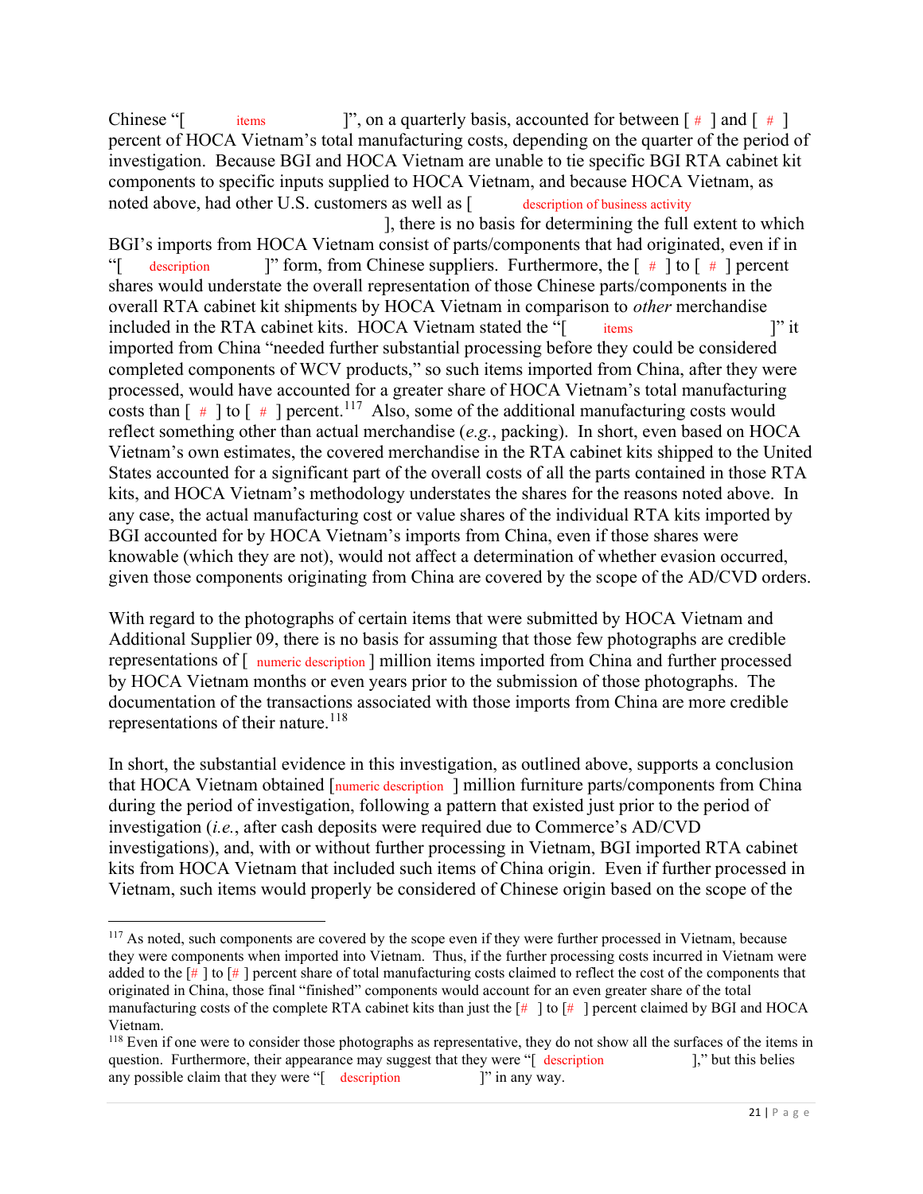Chinese "[ items ]", on a quarterly basis, accounted for between [ # ] and [ # ] percent of HOCA Vietnam's total manufacturing costs, depending on the quarter of the period of investigation. Because BGI and HOCA Vietnam are unable to tie specific BGI RTA cabinet kit components to specific inputs supplied to HOCA Vietnam, and because HOCA Vietnam, as noted above, had other U.S. customers as well as [ description of business activity ], there is no basis for determining the full extent to which BGI's imports from HOCA Vietnam consist of parts/components that had originated, even if in "[ description ]" form, from Chinese suppliers. Furthermore, the [ # ] to [ # ] percent shares would understate the overall representation of those Chinese parts/components in the overall RTA cabinet kit shipments by HOCA Vietnam in comparison to *other* merchandise included in the RTA cabinet kits. HOCA Vietnam stated the "[ items ]" it imported from China "needed further substantial processing before they could be considered completed components of WCV products," so such items imported from China, after they were processed, would have accounted for a greater share of HOCA Vietnam's total manufacturing costs than [ # ] to [ # ] percent.[117] Also, some of the additional manufacturing costs would reflect something other than actual merchandise (*e.g.*, packing). In short, even based on HOCA Vietnam's own estimates, the covered merchandise in the RTA cabinet kits shipped to the United States accounted for a significant part of the overall costs of all the parts contained in those RTA kits, and HOCA Vietnam's methodology understates the shares for the reasons noted above. In any case, the actual manufacturing cost or value shares of the individual RTA kits imported by BGI accounted for by HOCA Vietnam's imports from China, even if those shares were knowable (which they are not), would not affect a determination of whether evasion occurred, given those components originating from China are covered by the scope of the AD/CVD orders.

With regard to the photographs of certain items that were submitted by HOCA Vietnam and Additional Supplier 09, there is no basis for assuming that those few photographs are credible representations of [ numeric description ] million items imported from China and further processed by HOCA Vietnam months or even years prior to the submission of those photographs. The documentation of the transactions associated with those imports from China are more credible representations of their nature.[118]

In short, the substantial evidence in this investigation, as outlined above, supports a conclusion that HOCA Vietnam obtained [numeric description ] million furniture parts/components from China during the period of investigation, following a pattern that existed just prior to the period of investigation (*i.e.*, after cash deposits were required due to Commerce's AD/CVD investigations), and, with or without further processing in Vietnam, BGI imported RTA cabinet kits from HOCA Vietnam that included such items of China origin. Even if further processed in Vietnam, such items would properly be considered of Chinese origin based on the scope of the

[117] As noted, such components are covered by the scope even if they were further processed in Vietnam, because they were components when imported into Vietnam. Thus, if the further processing costs incurred in Vietnam were added to the [# ] to [# ] percent share of total manufacturing costs claimed to reflect the cost of the components that originated in China, those final "finished" components would account for an even greater share of the total manufacturing costs of the complete RTA cabinet kits than just the [# ] to [# ] percent claimed by BGI and HOCA Vietnam.

[118] Even if one were to consider those photographs as representative, they do not show all the surfaces of the items in question. Furthermore, their appearance may suggest that they were "[ description ]," but this belies any possible claim that they were "[ description ]" in any way.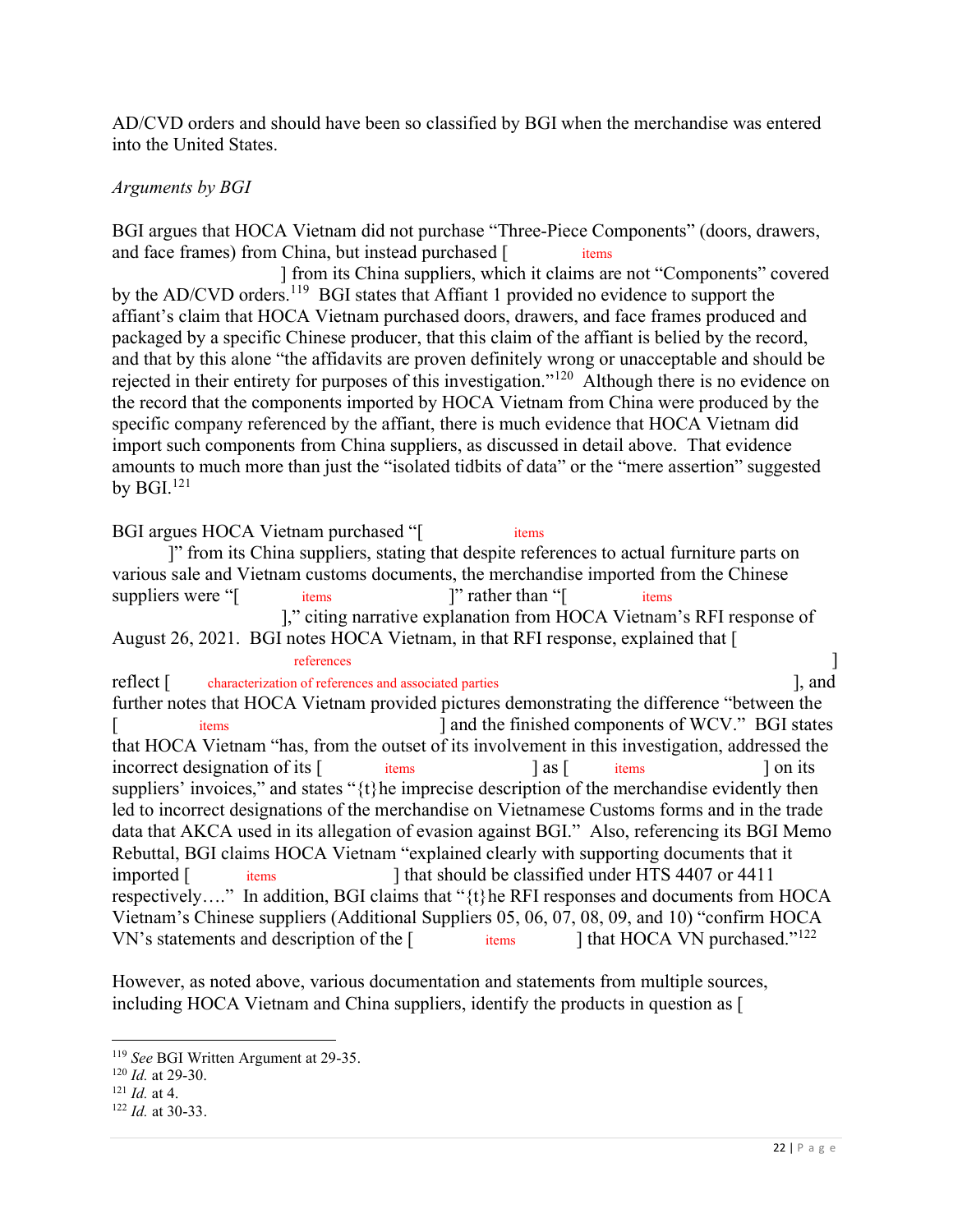AD/CVD orders and should have been so classified by BGI when the merchandise was entered into the United States.

*Arguments by BGI*

BGI argues that HOCA Vietnam did not purchase "Three-Piece Components" (doors, drawers, and face frames) from China, but instead purchased [ items ] from its China suppliers, which it claims are not "Components" covered by the AD/CVD orders.[119] BGI states that Affiant 1 provided no evidence to support the affiant's claim that HOCA Vietnam purchased doors, drawers, and face frames produced and packaged by a specific Chinese producer, that this claim of the affiant is belied by the record, and that by this alone "the affidavits are proven definitely wrong or unacceptable and should be rejected in their entirety for purposes of this investigation."[120] Although there is no evidence on the record that the components imported by HOCA Vietnam from China were produced by the specific company referenced by the affiant, there is much evidence that HOCA Vietnam did import such components from China suppliers, as discussed in detail above. That evidence amounts to much more than just the "isolated tidbits of data" or the "mere assertion" suggested by BGI.[121]

BGI argues HOCA Vietnam purchased "[ items ]" from its China suppliers, stating that despite references to actual furniture parts on various sale and Vietnam customs documents, the merchandise imported from the Chinese suppliers were "[ items ]" rather than "[ items ]," citing narrative explanation from HOCA Vietnam's RFI response of August 26, 2021. BGI notes HOCA Vietnam, in that RFI response, explained that [ references ] reflect [ characterization of references and associated parties ], and further notes that HOCA Vietnam provided pictures demonstrating the difference "between the [ items ] and the finished components of WCV." BGI states that HOCA Vietnam "has, from the outset of its involvement in this investigation, addressed the incorrect designation of its [ items ] as [ items ] on its suppliers' invoices," and states "{t}he imprecise description of the merchandise evidently then led to incorrect designations of the merchandise on Vietnamese Customs forms and in the trade data that AKCA used in its allegation of evasion against BGI." Also, referencing its BGI Memo Rebuttal, BGI claims HOCA Vietnam "explained clearly with supporting documents that it imported [ items ] that should be classified under HTS 4407 or 4411 respectively…." In addition, BGI claims that "{t}he RFI responses and documents from HOCA Vietnam's Chinese suppliers (Additional Suppliers 05, 06, 07, 08, 09, and 10) "confirm HOCA VN's statements and description of the [ items ] that HOCA VN purchased."[122]

However, as noted above, various documentation and statements from multiple sources, including HOCA Vietnam and China suppliers, identify the products in question as [

---

[119] *See* BGI Written Argument at 29-35.

[120] *Id.* at 29-30.

[121] *Id.* at 4.

[122] *Id.* at 30-33.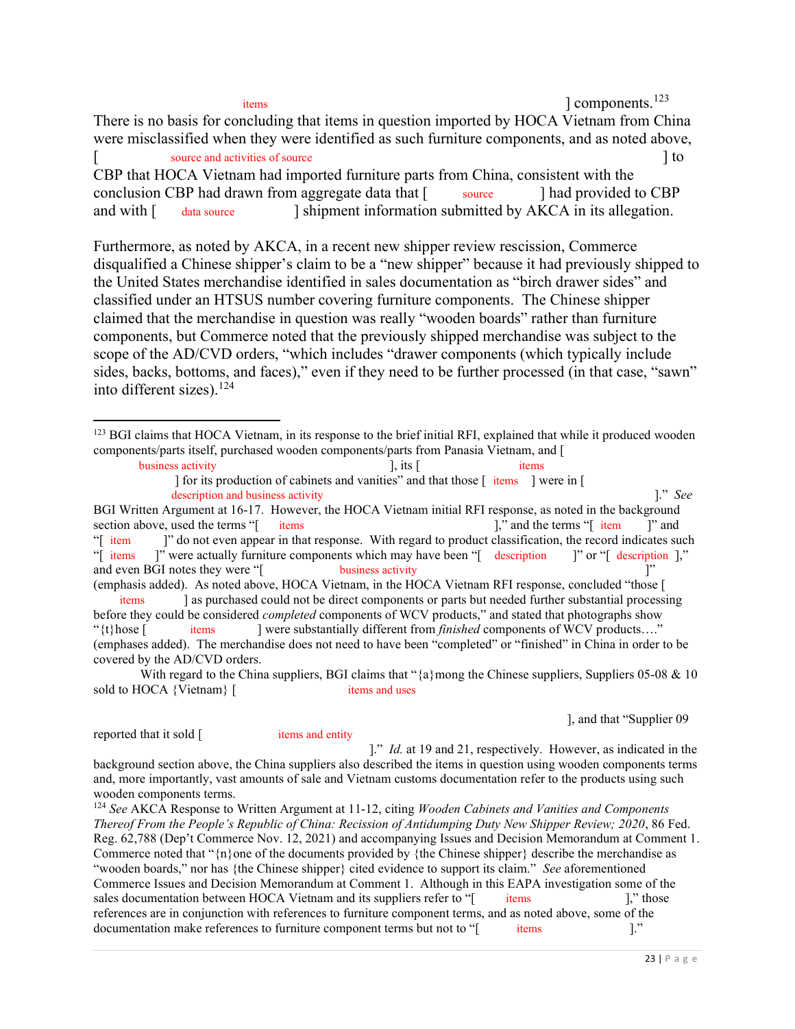[ items ] components.[123] There is no basis for concluding that items in question imported by HOCA Vietnam from China were misclassified when they were identified as such furniture components, and as noted above, [ source and activities of source ] to CBP that HOCA Vietnam had imported furniture parts from China, consistent with the conclusion CBP had drawn from aggregate data that [ source ] had provided to CBP and with [ data source ] shipment information submitted by AKCA in its allegation.

Furthermore, as noted by AKCA, in a recent new shipper review rescission, Commerce disqualified a Chinese shipper's claim to be a "new shipper" because it had previously shipped to the United States merchandise identified in sales documentation as "birch drawer sides" and classified under an HTSUS number covering furniture components. The Chinese shipper claimed that the merchandise in question was really "wooden boards" rather than furniture components, but Commerce noted that the previously shipped merchandise was subject to the scope of the AD/CVD orders, "which includes "drawer components (which typically include sides, backs, bottoms, and faces)," even if they need to be further processed (in that case, "sawn" into different sizes).[124]

---

[123] BGI claims that HOCA Vietnam, in its response to the brief initial RFI, explained that while it produced wooden components/parts itself, purchased wooden components/parts from Panasia Vietnam, and [ business activity ], its [ items ] for its production of cabinets and vanities" and that those [ items ] were in [ description and business activity ]." *See* BGI Written Argument at 16-17. However, the HOCA Vietnam initial RFI response, as noted in the background section above, used the terms "[ items ]," and the terms "[ item ]" and "[ item ]" do not even appear in that response. With regard to product classification, the record indicates such "[ items ]" were actually furniture components which may have been "[ description ]" or "[ description ]," and even BGI notes they were "[ business activity ]" (emphasis added). As noted above, HOCA Vietnam, in the HOCA Vietnam RFI response, concluded "those [ items ] as purchased could not be direct components or parts but needed further substantial processing before they could be considered *completed* components of WCV products," and stated that photographs show "{t}hose [ items ] were substantially different from *finished* components of WCV products…." (emphases added). The merchandise does not need to have been "completed" or "finished" in China in order to be covered by the AD/CVD orders.

With regard to the China suppliers, BGI claims that "{a}mong the Chinese suppliers, Suppliers 05-08 & 10 sold to HOCA {Vietnam} [ items and uses ], and that "Supplier 09 reported that it sold [ items and entity ]." *Id.* at 19 and 21, respectively. However, as indicated in the background section above, the China suppliers also described the items in question using wooden components terms and, more importantly, vast amounts of sale and Vietnam customs documentation refer to the products using such wooden components terms.

[124] *See* AKCA Response to Written Argument at 11-12, citing *Wooden Cabinets and Vanities and Components Thereof From the People's Republic of China: Recission of Antidumping Duty New Shipper Review; 2020*, 86 Fed. Reg. 62,788 (Dep't Commerce Nov. 12, 2021) and accompanying Issues and Decision Memorandum at Comment 1. Commerce noted that "{n}one of the documents provided by {the Chinese shipper} describe the merchandise as "wooden boards," nor has {the Chinese shipper} cited evidence to support its claim." *See* aforementioned Commerce Issues and Decision Memorandum at Comment 1. Although in this EAPA investigation some of the sales documentation between HOCA Vietnam and its suppliers refer to "[ items ]," those references are in conjunction with references to furniture component terms, and as noted above, some of the documentation make references to furniture component terms but not to "[ items ]."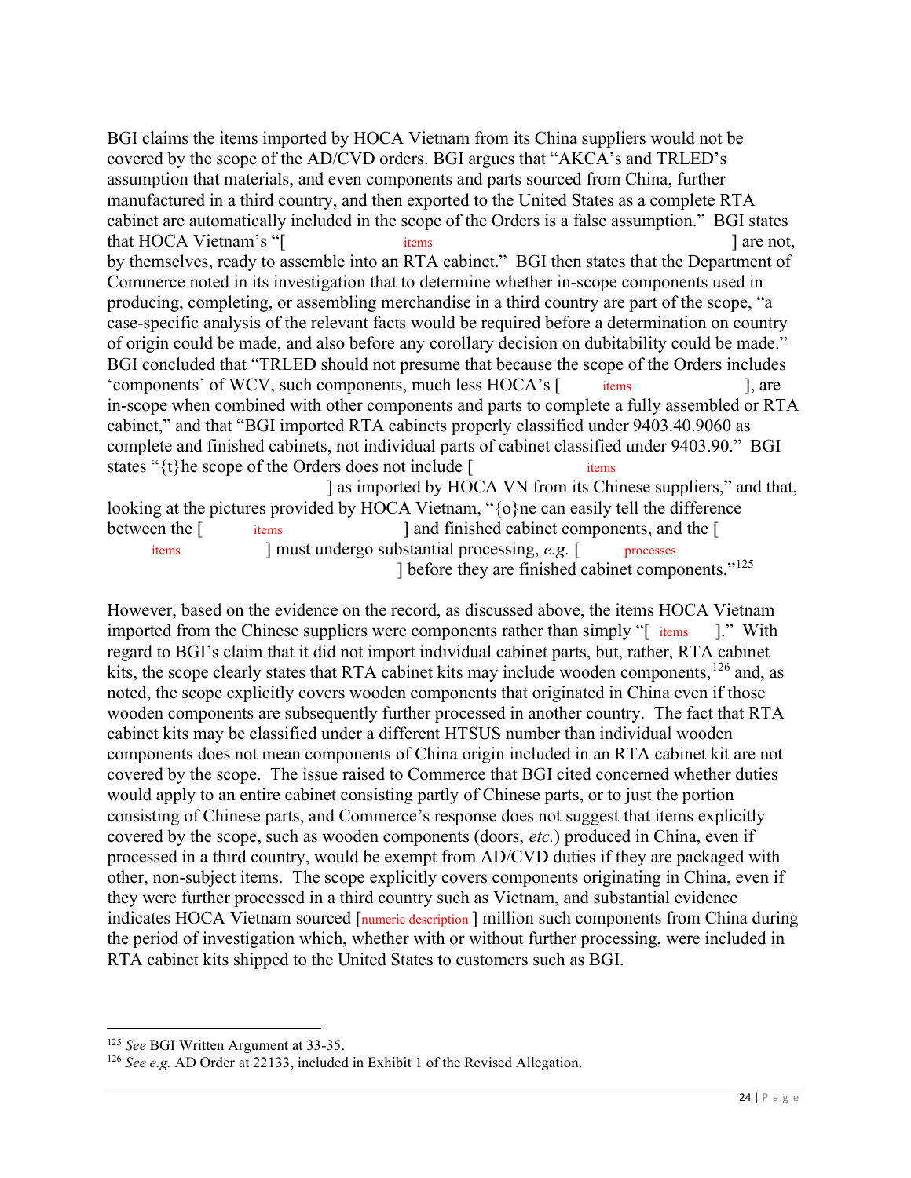BGI claims the items imported by HOCA Vietnam from its China suppliers would not be covered by the scope of the AD/CVD orders. BGI argues that "AKCA's and TRLED's assumption that materials, and even components and parts sourced from China, further manufactured in a third country, and then exported to the United States as a complete RTA cabinet are automatically included in the scope of the Orders is a false assumption." BGI states that HOCA Vietnam's "[ items ] are not, by themselves, ready to assemble into an RTA cabinet." BGI then states that the Department of Commerce noted in its investigation that to determine whether in-scope components used in producing, completing, or assembling merchandise in a third country are part of the scope, "a case-specific analysis of the relevant facts would be required before a determination on country of origin could be made, and also before any corollary decision on dubitability could be made." BGI concluded that "TRLED should not presume that because the scope of the Orders includes 'components' of WCV, such components, much less HOCA's [ items ], are in-scope when combined with other components and parts to complete a fully assembled or RTA cabinet," and that "BGI imported RTA cabinets properly classified under 9403.40.9060 as complete and finished cabinets, not individual parts of cabinet classified under 9403.90." BGI states "{t}he scope of the Orders does not include [ items ] as imported by HOCA VN from its Chinese suppliers," and that, looking at the pictures provided by HOCA Vietnam, "{o}ne can easily tell the difference between the [ items ] and finished cabinet components, and the [ items ] must undergo substantial processing, *e.g.* [ processes ] before they are finished cabinet components."[125]

However, based on the evidence on the record, as discussed above, the items HOCA Vietnam imported from the Chinese suppliers were components rather than simply "[ items ]." With regard to BGI's claim that it did not import individual cabinet parts, but, rather, RTA cabinet kits, the scope clearly states that RTA cabinet kits may include wooden components,[126] and, as noted, the scope explicitly covers wooden components that originated in China even if those wooden components are subsequently further processed in another country. The fact that RTA cabinet kits may be classified under a different HTSUS number than individual wooden components does not mean components of China origin included in an RTA cabinet kit are not covered by the scope. The issue raised to Commerce that BGI cited concerned whether duties would apply to an entire cabinet consisting partly of Chinese parts, or to just the portion consisting of Chinese parts, and Commerce's response does not suggest that items explicitly covered by the scope, such as wooden components (doors, *etc.*) produced in China, even if processed in a third country, would be exempt from AD/CVD duties if they are packaged with other, non-subject items. The scope explicitly covers components originating in China, even if they were further processed in a third country such as Vietnam, and substantial evidence indicates HOCA Vietnam sourced [numeric description ] million such components from China during the period of investigation which, whether with or without further processing, were included in RTA cabinet kits shipped to the United States to customers such as BGI.

---

[125] *See* BGI Written Argument at 33-35.

[126] *See e.g.* AD Order at 22133, included in Exhibit 1 of the Revised Allegation.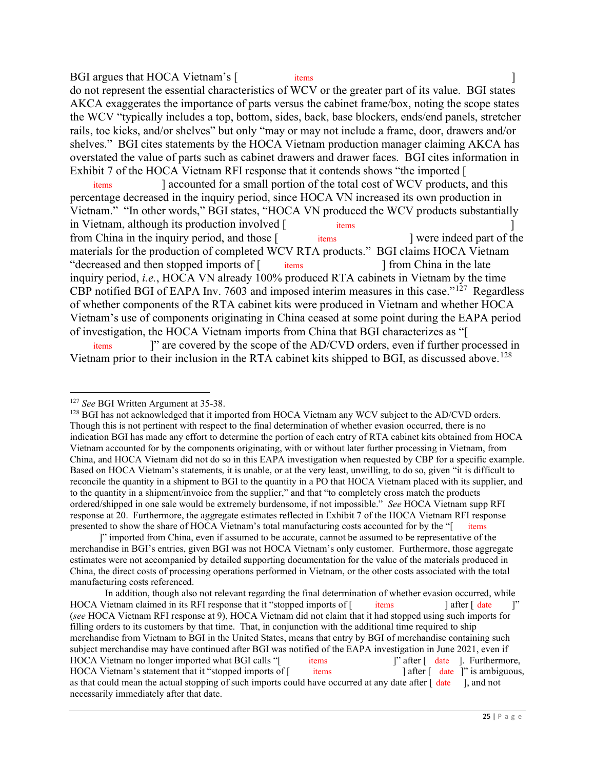BGI argues that HOCA Vietnam's [ items ] do not represent the essential characteristics of WCV or the greater part of its value. BGI states AKCA exaggerates the importance of parts versus the cabinet frame/box, noting the scope states the WCV "typically includes a top, bottom, sides, back, base blockers, ends/end panels, stretcher rails, toe kicks, and/or shelves" but only "may or may not include a frame, door, drawers and/or shelves." BGI cites statements by the HOCA Vietnam production manager claiming AKCA has overstated the value of parts such as cabinet drawers and drawer faces. BGI cites information in Exhibit 7 of the HOCA Vietnam RFI response that it contends shows "the imported [ items ] accounted for a small portion of the total cost of WCV products, and this percentage decreased in the inquiry period, since HOCA VN increased its own production in Vietnam." "In other words," BGI states, "HOCA VN produced the WCV products substantially in Vietnam, although its production involved [ items ] from China in the inquiry period, and those [ items ] were indeed part of the materials for the production of completed WCV RTA products." BGI claims HOCA Vietnam "decreased and then stopped imports of [ items ] from China in the late inquiry period, *i.e.*, HOCA VN already 100% produced RTA cabinets in Vietnam by the time CBP notified BGI of EAPA Inv. 7603 and imposed interim measures in this case."[127] Regardless of whether components of the RTA cabinet kits were produced in Vietnam and whether HOCA Vietnam's use of components originating in China ceased at some point during the EAPA period of investigation, the HOCA Vietnam imports from China that BGI characterizes as "[ items ]" are covered by the scope of the AD/CVD orders, even if further processed in Vietnam prior to their inclusion in the RTA cabinet kits shipped to BGI, as discussed above.[128]

---

[127] *See* BGI Written Argument at 35-38.

[128] BGI has not acknowledged that it imported from HOCA Vietnam any WCV subject to the AD/CVD orders. Though this is not pertinent with respect to the final determination of whether evasion occurred, there is no indication BGI has made any effort to determine the portion of each entry of RTA cabinet kits obtained from HOCA Vietnam accounted for by the components originating, with or without later further processing in Vietnam, from China, and HOCA Vietnam did not do so in this EAPA investigation when requested by CBP for a specific example. Based on HOCA Vietnam's statements, it is unable, or at the very least, unwilling, to do so, given "it is difficult to reconcile the quantity in a shipment to BGI to the quantity in a PO that HOCA Vietnam placed with its supplier, and to the quantity in a shipment/invoice from the supplier," and that "to completely cross match the products ordered/shipped in one sale would be extremely burdensome, if not impossible." *See* HOCA Vietnam supp RFI response at 20. Furthermore, the aggregate estimates reflected in Exhibit 7 of the HOCA Vietnam RFI response presented to show the share of HOCA Vietnam's total manufacturing costs accounted for by the "[ items ]" imported from China, even if assumed to be accurate, cannot be assumed to be representative of the merchandise in BGI's entries, given BGI was not HOCA Vietnam's only customer. Furthermore, those aggregate estimates were not accompanied by detailed supporting documentation for the value of the materials produced in China, the direct costs of processing operations performed in Vietnam, or the other costs associated with the total manufacturing costs referenced.

In addition, though also not relevant regarding the final determination of whether evasion occurred, while HOCA Vietnam claimed in its RFI response that it "stopped imports of [ items ] after [ date ]" (*see* HOCA Vietnam RFI response at 9), HOCA Vietnam did not claim that it had stopped using such imports for filling orders to its customers by that time. That, in conjunction with the additional time required to ship merchandise from Vietnam to BGI in the United States, means that entry by BGI of merchandise containing such subject merchandise may have continued after BGI was notified of the EAPA investigation in June 2021, even if HOCA Vietnam no longer imported what BGI calls "[ items ]" after [ date ]. Furthermore, HOCA Vietnam's statement that it "stopped imports of [ items ] after [ date ]" is ambiguous, as that could mean the actual stopping of such imports could have occurred at any date after [ date ], and not necessarily immediately after that date.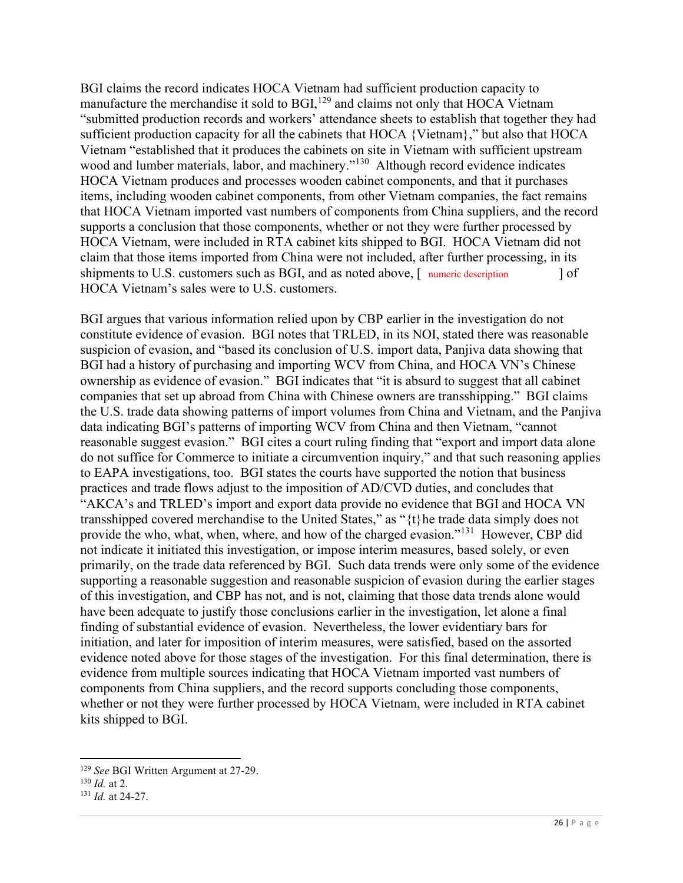BGI claims the record indicates HOCA Vietnam had sufficient production capacity to manufacture the merchandise it sold to BGI,[129] and claims not only that HOCA Vietnam "submitted production records and workers' attendance sheets to establish that together they had sufficient production capacity for all the cabinets that HOCA {Vietnam}," but also that HOCA Vietnam "established that it produces the cabinets on site in Vietnam with sufficient upstream wood and lumber materials, labor, and machinery."[130] Although record evidence indicates HOCA Vietnam produces and processes wooden cabinet components, and that it purchases items, including wooden cabinet components, from other Vietnam companies, the fact remains that HOCA Vietnam imported vast numbers of components from China suppliers, and the record supports a conclusion that those components, whether or not they were further processed by HOCA Vietnam, were included in RTA cabinet kits shipped to BGI. HOCA Vietnam did not claim that those items imported from China were not included, after further processing, in its shipments to U.S. customers such as BGI, and as noted above, [ numeric description ] of HOCA Vietnam's sales were to U.S. customers.

BGI argues that various information relied upon by CBP earlier in the investigation do not constitute evidence of evasion. BGI notes that TRLED, in its NOI, stated there was reasonable suspicion of evasion, and "based its conclusion of U.S. import data, Panjiva data showing that BGI had a history of purchasing and importing WCV from China, and HOCA VN's Chinese ownership as evidence of evasion." BGI indicates that "it is absurd to suggest that all cabinet companies that set up abroad from China with Chinese owners are transshipping." BGI claims the U.S. trade data showing patterns of import volumes from China and Vietnam, and the Panjiva data indicating BGI's patterns of importing WCV from China and then Vietnam, "cannot reasonable suggest evasion." BGI cites a court ruling finding that "export and import data alone do not suffice for Commerce to initiate a circumvention inquiry," and that such reasoning applies to EAPA investigations, too. BGI states the courts have supported the notion that business practices and trade flows adjust to the imposition of AD/CVD duties, and concludes that "AKCA's and TRLED's import and export data provide no evidence that BGI and HOCA VN transshipped covered merchandise to the United States," as "{t}he trade data simply does not provide the who, what, when, where, and how of the charged evasion."[131] However, CBP did not indicate it initiated this investigation, or impose interim measures, based solely, or even primarily, on the trade data referenced by BGI. Such data trends were only some of the evidence supporting a reasonable suggestion and reasonable suspicion of evasion during the earlier stages of this investigation, and CBP has not, and is not, claiming that those data trends alone would have been adequate to justify those conclusions earlier in the investigation, let alone a final finding of substantial evidence of evasion. Nevertheless, the lower evidentiary bars for initiation, and later for imposition of interim measures, were satisfied, based on the assorted evidence noted above for those stages of the investigation. For this final determination, there is evidence from multiple sources indicating that HOCA Vietnam imported vast numbers of components from China suppliers, and the record supports concluding those components, whether or not they were further processed by HOCA Vietnam, were included in RTA cabinet kits shipped to BGI.

---

[129] *See* BGI Written Argument at 27-29.

[130] *Id.* at 2.

[131] *Id.* at 24-27.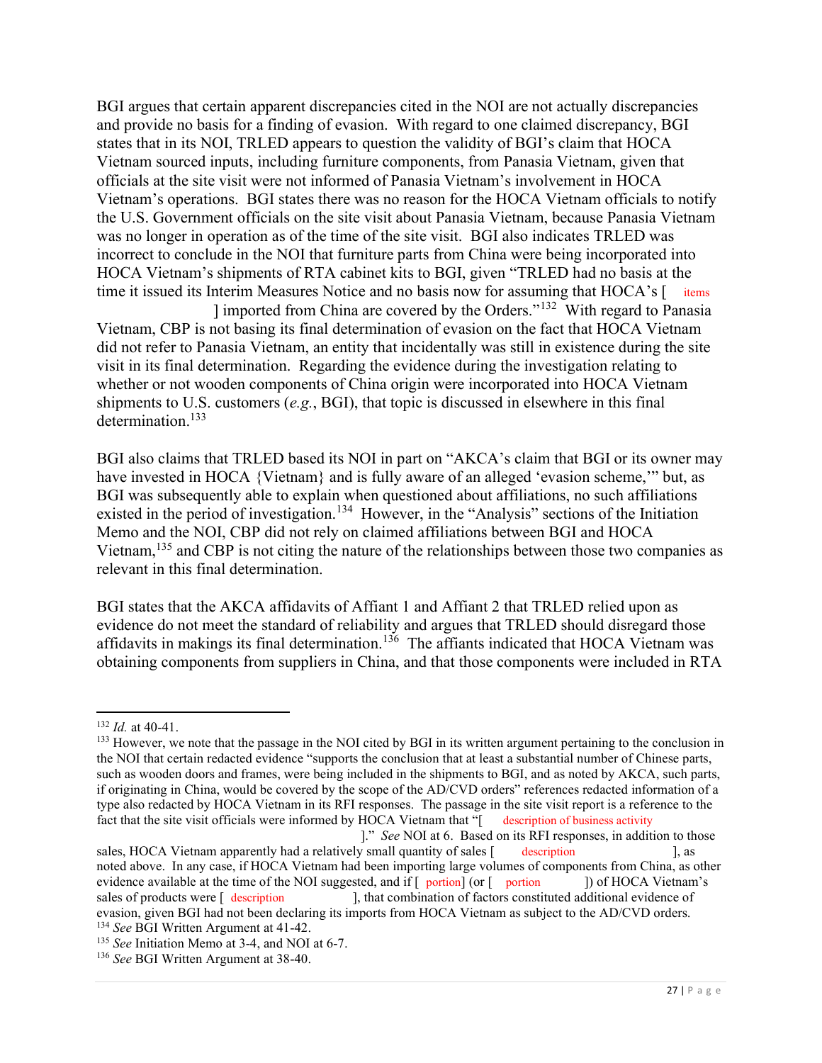BGI argues that certain apparent discrepancies cited in the NOI are not actually discrepancies and provide no basis for a finding of evasion. With regard to one claimed discrepancy, BGI states that in its NOI, TRLED appears to question the validity of BGI's claim that HOCA Vietnam sourced inputs, including furniture components, from Panasia Vietnam, given that officials at the site visit were not informed of Panasia Vietnam's involvement in HOCA Vietnam's operations. BGI states there was no reason for the HOCA Vietnam officials to notify the U.S. Government officials on the site visit about Panasia Vietnam, because Panasia Vietnam was no longer in operation as of the time of the site visit. BGI also indicates TRLED was incorrect to conclude in the NOI that furniture parts from China were being incorporated into HOCA Vietnam's shipments of RTA cabinet kits to BGI, given "TRLED had no basis at the time it issued its Interim Measures Notice and no basis now for assuming that HOCA's [ items ] imported from China are covered by the Orders."[132] With regard to Panasia Vietnam, CBP is not basing its final determination of evasion on the fact that HOCA Vietnam did not refer to Panasia Vietnam, an entity that incidentally was still in existence during the site visit in its final determination. Regarding the evidence during the investigation relating to whether or not wooden components of China origin were incorporated into HOCA Vietnam shipments to U.S. customers (*e.g.*, BGI), that topic is discussed in elsewhere in this final determination.[133]

BGI also claims that TRLED based its NOI in part on "AKCA's claim that BGI or its owner may have invested in HOCA {Vietnam} and is fully aware of an alleged 'evasion scheme,'" but, as BGI was subsequently able to explain when questioned about affiliations, no such affiliations existed in the period of investigation.[134] However, in the "Analysis" sections of the Initiation Memo and the NOI, CBP did not rely on claimed affiliations between BGI and HOCA Vietnam,[135] and CBP is not citing the nature of the relationships between those two companies as relevant in this final determination.

BGI states that the AKCA affidavits of Affiant 1 and Affiant 2 that TRLED relied upon as evidence do not meet the standard of reliability and argues that TRLED should disregard those affidavits in makings its final determination.[136] The affiants indicated that HOCA Vietnam was obtaining components from suppliers in China, and that those components were included in RTA

---

[132] *Id.* at 40-41.

[133] However, we note that the passage in the NOI cited by BGI in its written argument pertaining to the conclusion in the NOI that certain redacted evidence "supports the conclusion that at least a substantial number of Chinese parts, such as wooden doors and frames, were being included in the shipments to BGI, and as noted by AKCA, such parts, if originating in China, would be covered by the scope of the AD/CVD orders" references redacted information of a type also redacted by HOCA Vietnam in its RFI responses. The passage in the site visit report is a reference to the fact that the site visit officials were informed by HOCA Vietnam that "[ description of business activity ]." *See* NOI at 6. Based on its RFI responses, in addition to those sales, HOCA Vietnam apparently had a relatively small quantity of sales [ description ], as noted above. In any case, if HOCA Vietnam had been importing large volumes of components from China, as other evidence available at the time of the NOI suggested, and if [ portion] (or [ portion ]) of HOCA Vietnam's sales of products were [ description ], that combination of factors constituted additional evidence of evasion, given BGI had not been declaring its imports from HOCA Vietnam as subject to the AD/CVD orders.

[134] *See* BGI Written Argument at 41-42.

[135] *See* Initiation Memo at 3-4, and NOI at 6-7.

[136] *See* BGI Written Argument at 38-40.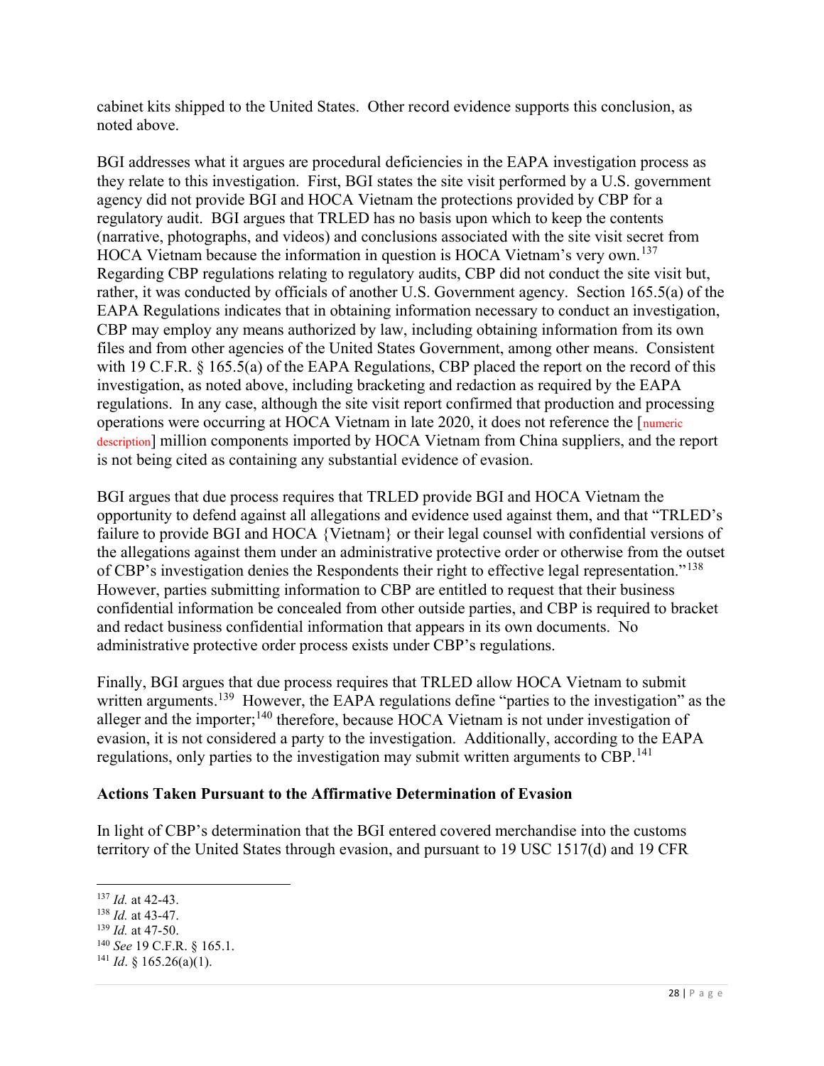cabinet kits shipped to the United States. Other record evidence supports this conclusion, as noted above.

BGI addresses what it argues are procedural deficiencies in the EAPA investigation process as they relate to this investigation. First, BGI states the site visit performed by a U.S. government agency did not provide BGI and HOCA Vietnam the protections provided by CBP for a regulatory audit. BGI argues that TRLED has no basis upon which to keep the contents (narrative, photographs, and videos) and conclusions associated with the site visit secret from HOCA Vietnam because the information in question is HOCA Vietnam's very own.[137] Regarding CBP regulations relating to regulatory audits, CBP did not conduct the site visit but, rather, it was conducted by officials of another U.S. Government agency. Section 165.5(a) of the EAPA Regulations indicates that in obtaining information necessary to conduct an investigation, CBP may employ any means authorized by law, including obtaining information from its own files and from other agencies of the United States Government, among other means. Consistent with 19 C.F.R. § 165.5(a) of the EAPA Regulations, CBP placed the report on the record of this investigation, as noted above, including bracketing and redaction as required by the EAPA regulations. In any case, although the site visit report confirmed that production and processing operations were occurring at HOCA Vietnam in late 2020, it does not reference the [numeric description] million components imported by HOCA Vietnam from China suppliers, and the report is not being cited as containing any substantial evidence of evasion.

BGI argues that due process requires that TRLED provide BGI and HOCA Vietnam the opportunity to defend against all allegations and evidence used against them, and that "TRLED's failure to provide BGI and HOCA {Vietnam} or their legal counsel with confidential versions of the allegations against them under an administrative protective order or otherwise from the outset of CBP's investigation denies the Respondents their right to effective legal representation."[138] However, parties submitting information to CBP are entitled to request that their business confidential information be concealed from other outside parties, and CBP is required to bracket and redact business confidential information that appears in its own documents. No administrative protective order process exists under CBP's regulations.

Finally, BGI argues that due process requires that TRLED allow HOCA Vietnam to submit written arguments.[139] However, the EAPA regulations define "parties to the investigation" as the alleger and the importer;[140] therefore, because HOCA Vietnam is not under investigation of evasion, it is not considered a party to the investigation. Additionally, according to the EAPA regulations, only parties to the investigation may submit written arguments to CBP.[141]

**Actions Taken Pursuant to the Affirmative Determination of Evasion**

In light of CBP's determination that the BGI entered covered merchandise into the customs territory of the United States through evasion, and pursuant to 19 USC 1517(d) and 19 CFR

---

[137] *Id.* at 42-43.
[138] *Id.* at 43-47.
[139] *Id.* at 47-50.
[140] *See* 19 C.F.R. § 165.1.
[141] *Id*. § 165.26(a)(1).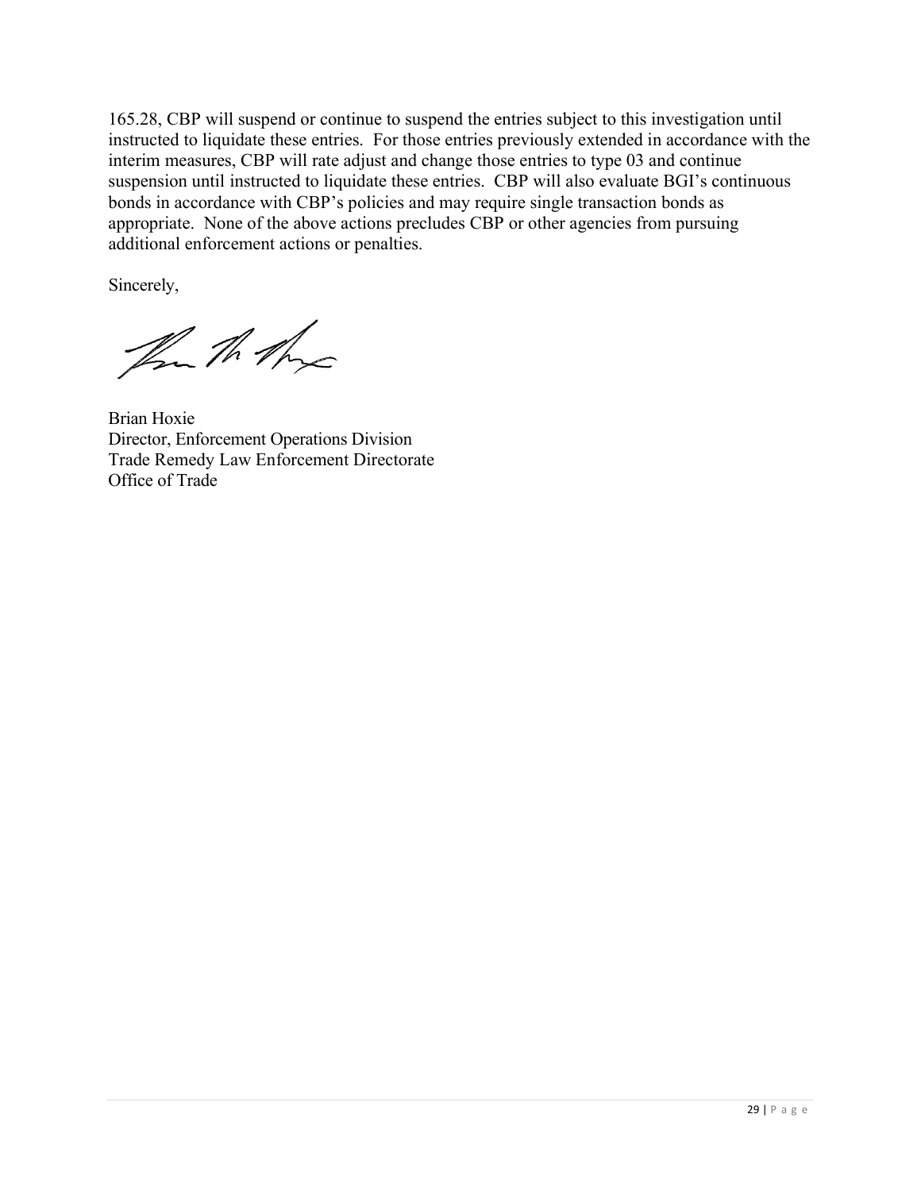165.28, CBP will suspend or continue to suspend the entries subject to this investigation until instructed to liquidate these entries. For those entries previously extended in accordance with the interim measures, CBP will rate adjust and change those entries to type 03 and continue suspension until instructed to liquidate these entries. CBP will also evaluate BGI's continuous bonds in accordance with CBP's policies and may require single transaction bonds as appropriate. None of the above actions precludes CBP or other agencies from pursuing additional enforcement actions or penalties.

Sincerely,

Brian Hoxie
Director, Enforcement Operations Division
Trade Remedy Law Enforcement Directorate
Office of Trade